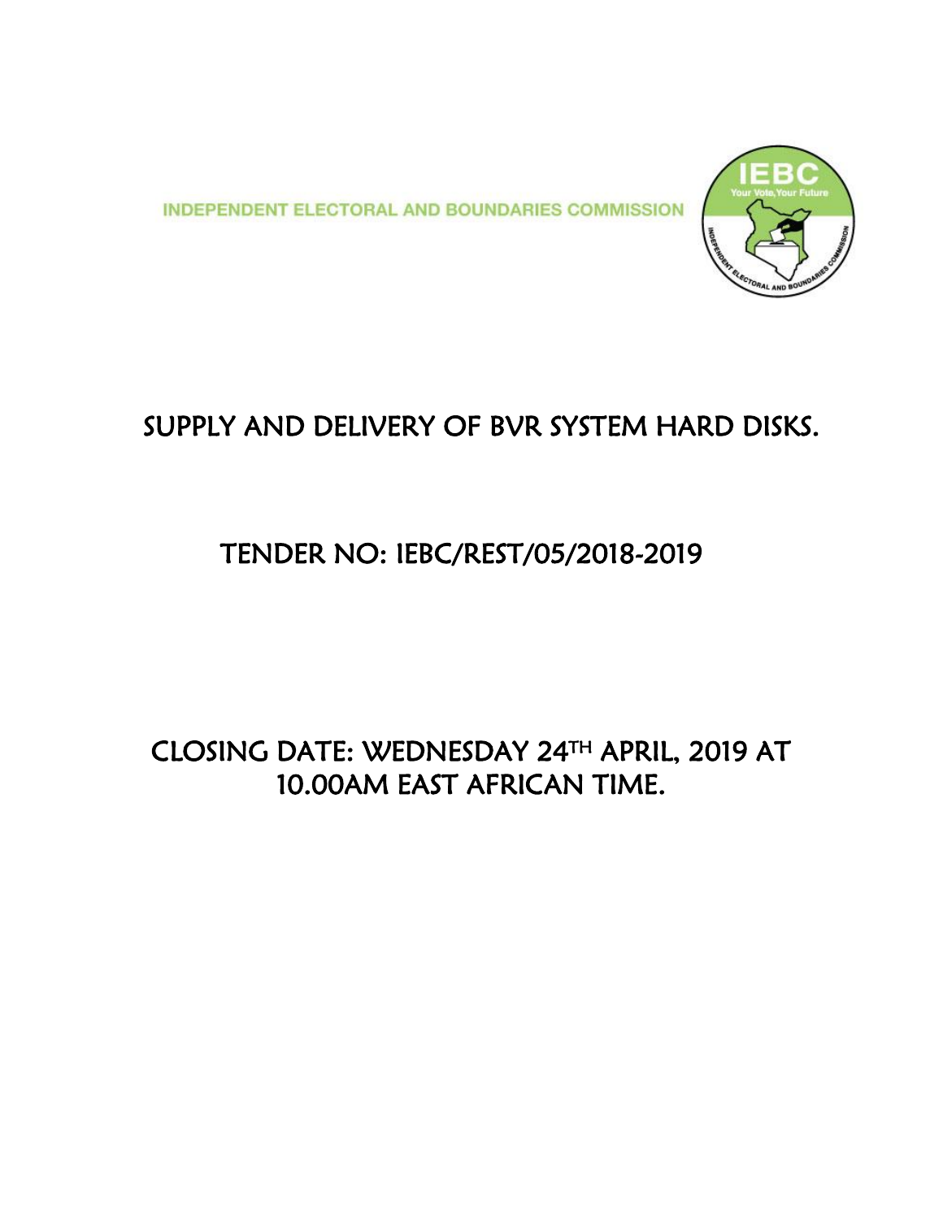INDEPENDENT ELECTORAL AND BOUNDARIES COMMISSION

# SUPPLY AND DELIVERY OF BVR SYSTEM HARD DISKS.

## TENDER NO: IEBC/REST/05/2018-2019

## CLOSING DATE: WEDNESDAY 24TH APRIL, 2019 AT 10.00AM EAST AFRICAN TIME.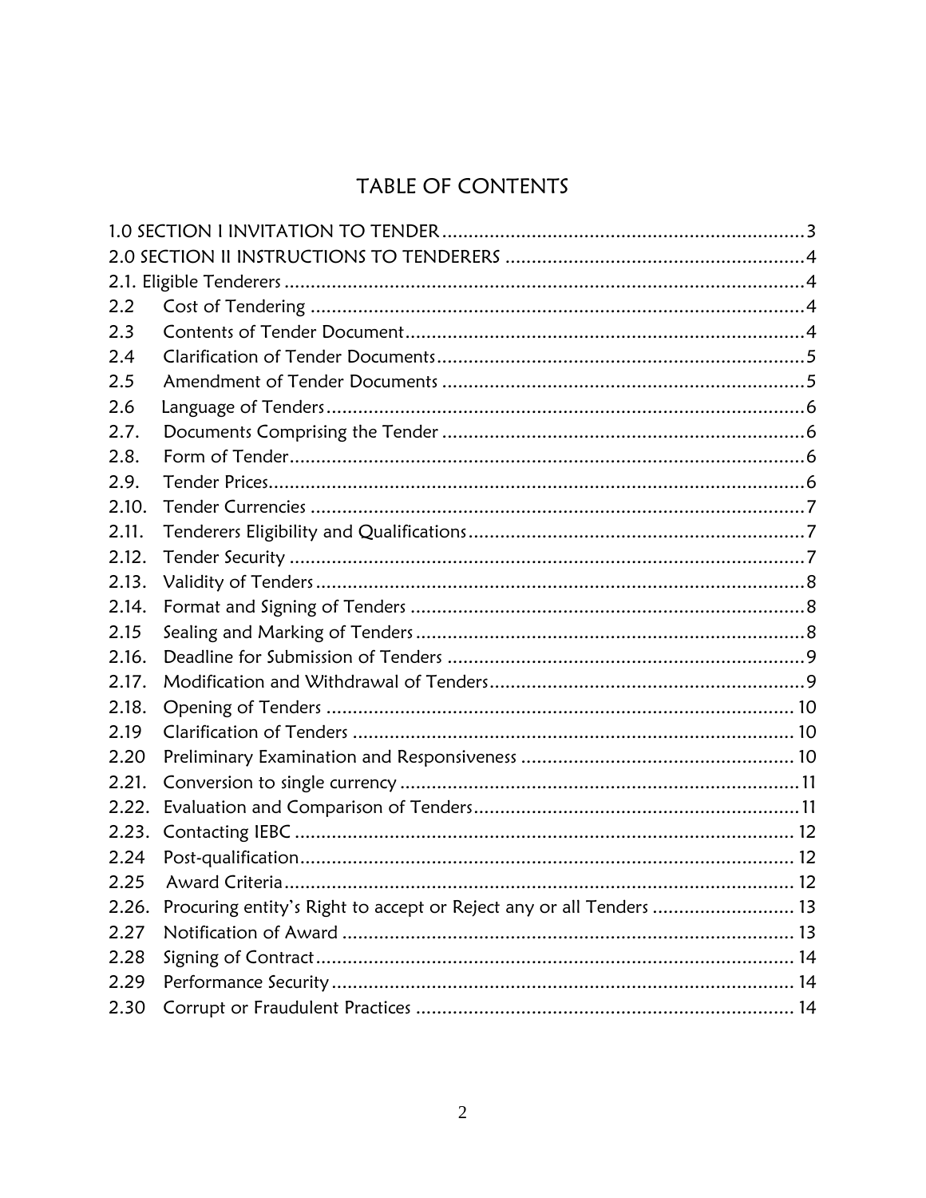# TABLE OF CONTENTS

1.0 SECTION I INVITATION TO TENDER .................................................................... 3
2.0 SECTION II INSTRUCTIONS TO TENDERERS ........................................................ 4
2.1. Eligible Tenderers ................................................................................................ 4
2.2 Cost of Tendering ............................................................................................ 4
2.3 Contents of Tender Document .......................................................................... 4
2.4 Clarification of Tender Documents .................................................................... 5
2.5 Amendment of Tender Documents ................................................................... 5
2.6 Language of Tenders .......................................................................................... 6
2.7. Documents Comprising the Tender .................................................................... 6
2.8. Form of Tender ................................................................................................. 6
2.9. Tender Prices ..................................................................................................... 6
2.10. Tender Currencies ............................................................................................ 7
2.11. Tenderers Eligibility and Qualifications ............................................................... 7
2.12. Tender Security ................................................................................................. 7
2.13. Validity of Tenders ........................................................................................... 8
2.14. Format and Signing of Tenders .......................................................................... 8
2.15 Sealing and Marking of Tenders ......................................................................... 8
2.16. Deadline for Submission of Tenders ................................................................... 9
2.17. Modification and Withdrawal of Tenders ........................................................... 9
2.18. Opening of Tenders ........................................................................................ 10
2.19 Clarification of Tenders ................................................................................... 10
2.20 Preliminary Examination and Responsiveness ................................................... 10
2.21. Conversion to single currency .......................................................................... 11
2.22. Evaluation and Comparison of Tenders ............................................................ 11
2.23. Contacting IEBC .............................................................................................. 12
2.24 Post-qualification ............................................................................................. 12
2.25 Award Criteria ................................................................................................. 12
2.26. Procuring entity's Right to accept or Reject any or all Tenders .......................... 13
2.27 Notification of Award ..................................................................................... 13
2.28 Signing of Contract .......................................................................................... 14
2.29 Performance Security ....................................................................................... 14
2.30 Corrupt or Fraudulent Practices ....................................................................... 14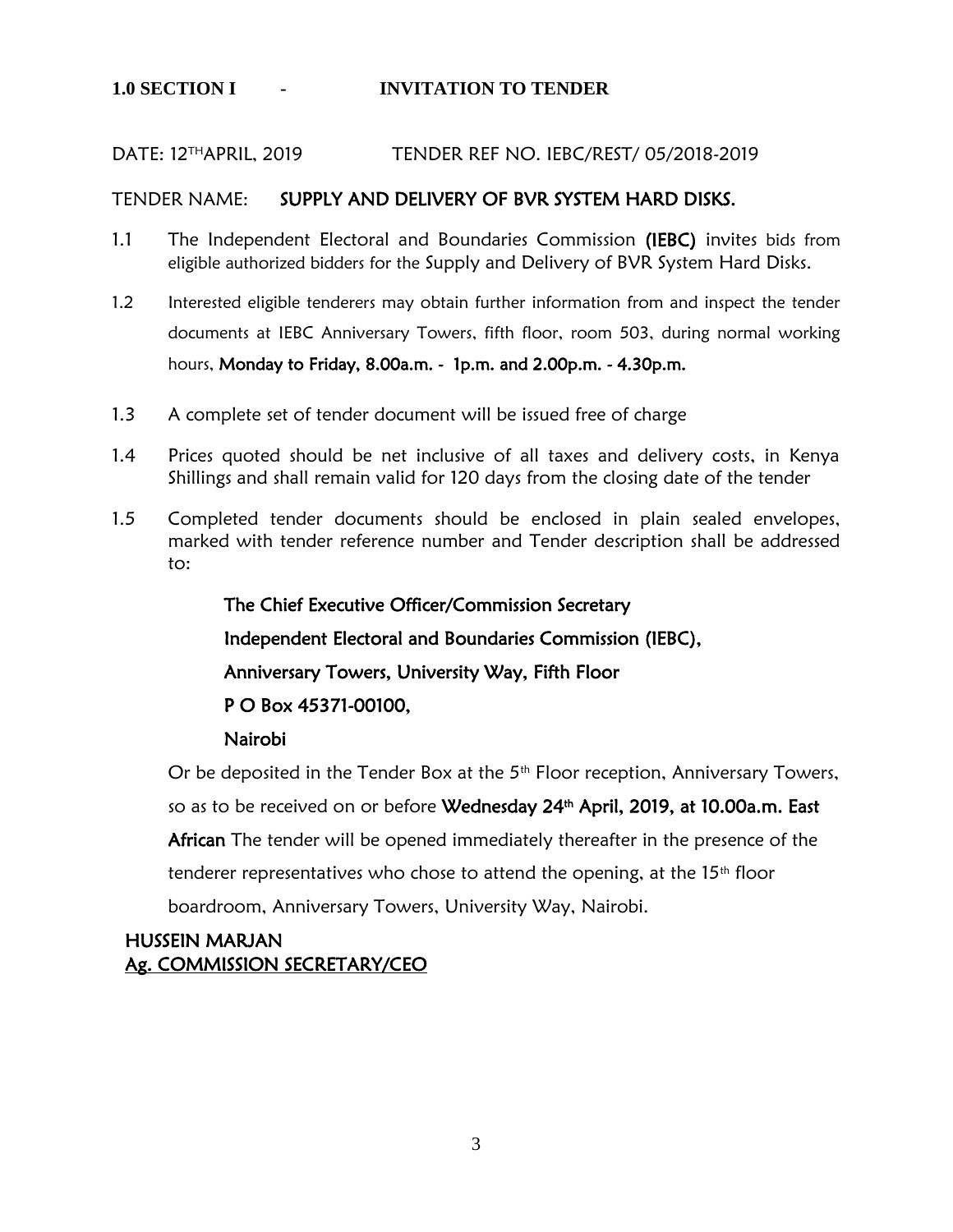# 1.0 SECTION I - INVITATION TO TENDER

DATE: 12TH APRIL, 2019 TENDER REF NO. IEBC/REST/ 05/2018-2019

TENDER NAME: **SUPPLY AND DELIVERY OF BVR SYSTEM HARD DISKS.**

1.1 The Independent Electoral and Boundaries Commission **(IEBC)** invites bids from eligible authorized bidders for the Supply and Delivery of BVR System Hard Disks.

1.2 Interested eligible tenderers may obtain further information from and inspect the tender documents at IEBC Anniversary Towers, fifth floor, room 503, during normal working hours, **Monday to Friday, 8.00a.m. - 1p.m. and 2.00p.m. - 4.30p.m.**

1.3 A complete set of tender document will be issued free of charge

1.4 Prices quoted should be net inclusive of all taxes and delivery costs, in Kenya Shillings and shall remain valid for 120 days from the closing date of the tender

1.5 Completed tender documents should be enclosed in plain sealed envelopes, marked with tender reference number and Tender description shall be addressed to:

**The Chief Executive Officer/Commission Secretary**

**Independent Electoral and Boundaries Commission (IEBC),**

**Anniversary Towers, University Way, Fifth Floor**

**P O Box 45371-00100,**

**Nairobi**

Or be deposited in the Tender Box at the 5th Floor reception, Anniversary Towers, so as to be received on or before **Wednesday 24th April, 2019, at 10.00a.m. East African** The tender will be opened immediately thereafter in the presence of the tenderer representatives who chose to attend the opening, at the 15th floor boardroom, Anniversary Towers, University Way, Nairobi.

**HUSSEIN MARJAN**
**Ag. COMMISSION SECRETARY/CEO**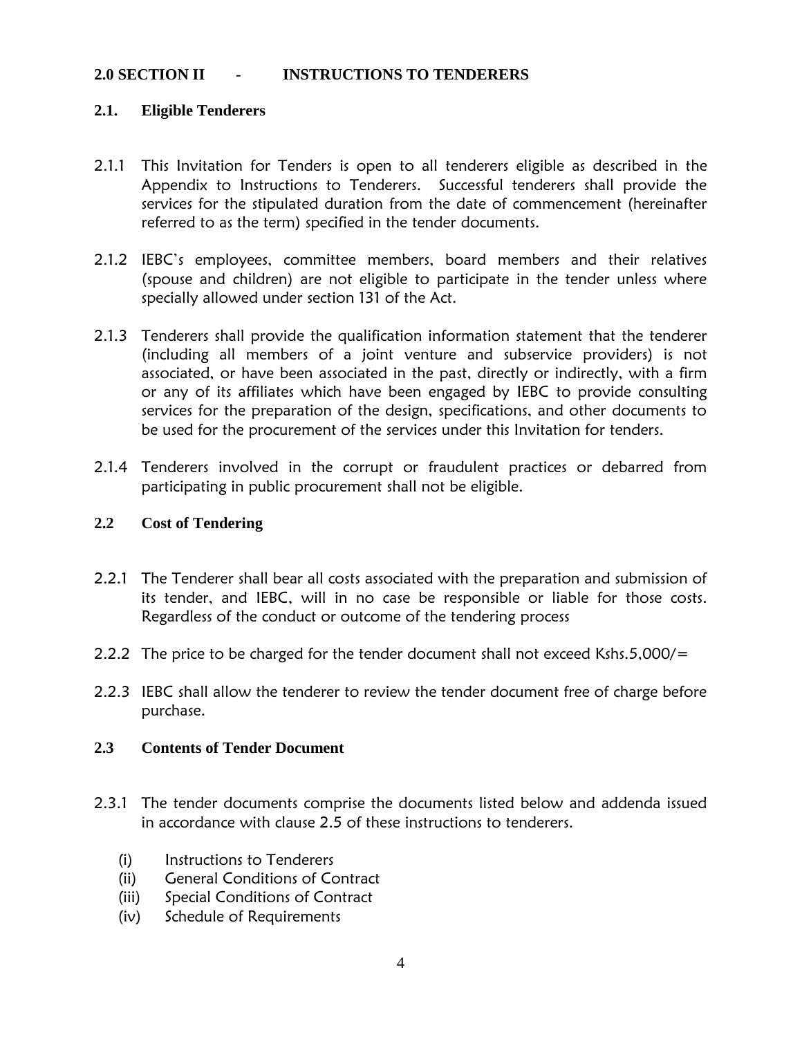## 2.0 SECTION II - INSTRUCTIONS TO TENDERERS

### 2.1. Eligible Tenderers

2.1.1 This Invitation for Tenders is open to all tenderers eligible as described in the Appendix to Instructions to Tenderers. Successful tenderers shall provide the services for the stipulated duration from the date of commencement (hereinafter referred to as the term) specified in the tender documents.

2.1.2 IEBC's employees, committee members, board members and their relatives (spouse and children) are not eligible to participate in the tender unless where specially allowed under section 131 of the Act.

2.1.3 Tenderers shall provide the qualification information statement that the tenderer (including all members of a joint venture and subservice providers) is not associated, or have been associated in the past, directly or indirectly, with a firm or any of its affiliates which have been engaged by IEBC to provide consulting services for the preparation of the design, specifications, and other documents to be used for the procurement of the services under this Invitation for tenders.

2.1.4 Tenderers involved in the corrupt or fraudulent practices or debarred from participating in public procurement shall not be eligible.

### 2.2 Cost of Tendering

2.2.1 The Tenderer shall bear all costs associated with the preparation and submission of its tender, and IEBC, will in no case be responsible or liable for those costs. Regardless of the conduct or outcome of the tendering process

2.2.2 The price to be charged for the tender document shall not exceed Kshs.5,000/=

2.2.3 IEBC shall allow the tenderer to review the tender document free of charge before purchase.

### 2.3 Contents of Tender Document

2.3.1 The tender documents comprise the documents listed below and addenda issued in accordance with clause 2.5 of these instructions to tenderers.

- (i) Instructions to Tenderers
- (ii) General Conditions of Contract
- (iii) Special Conditions of Contract
- (iv) Schedule of Requirements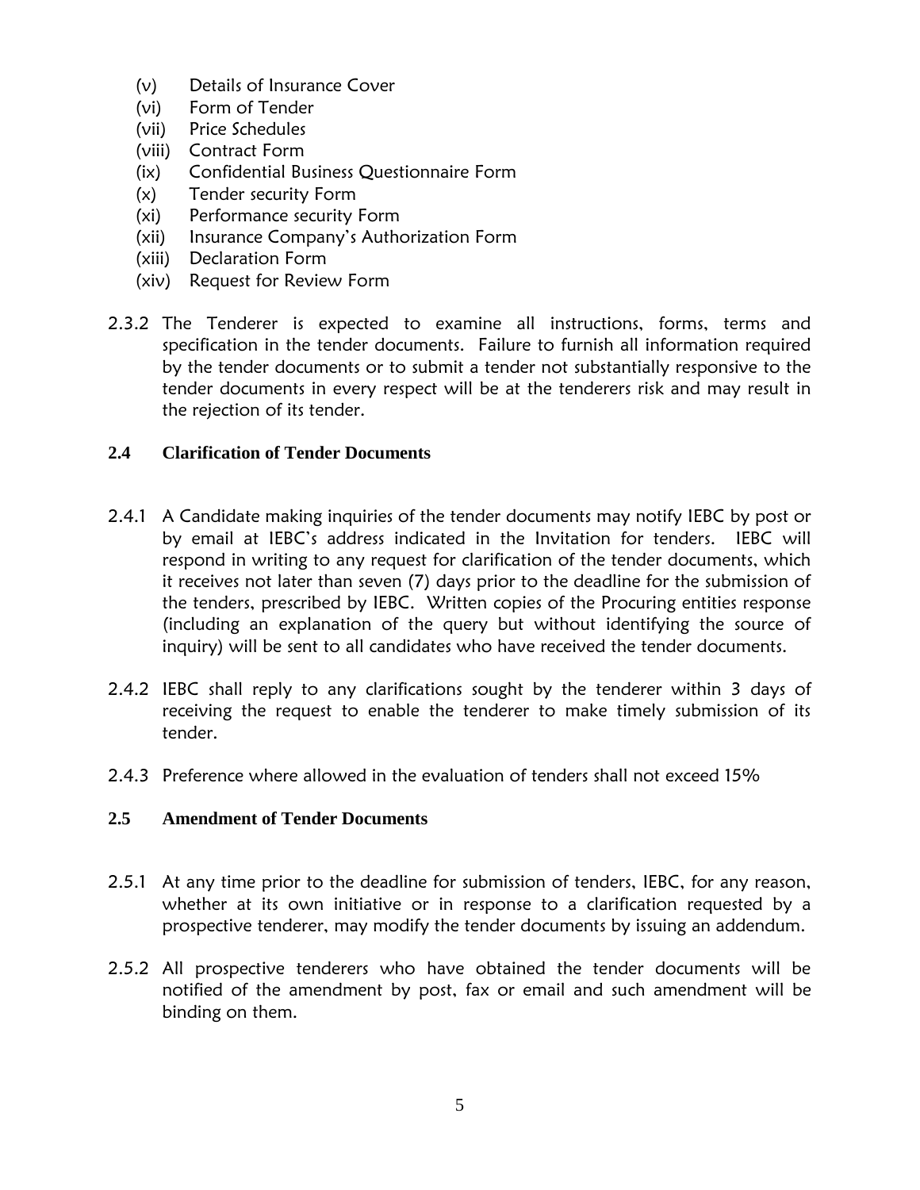(v) Details of Insurance Cover
(vi) Form of Tender
(vii) Price Schedules
(viii) Contract Form
(ix) Confidential Business Questionnaire Form
(x) Tender security Form
(xi) Performance security Form
(xii) Insurance Company's Authorization Form
(xiii) Declaration Form
(xiv) Request for Review Form

2.3.2 The Tenderer is expected to examine all instructions, forms, terms and specification in the tender documents. Failure to furnish all information required by the tender documents or to submit a tender not substantially responsive to the tender documents in every respect will be at the tenderers risk and may result in the rejection of its tender.

### 2.4 Clarification of Tender Documents

2.4.1 A Candidate making inquiries of the tender documents may notify IEBC by post or by email at IEBC's address indicated in the Invitation for tenders. IEBC will respond in writing to any request for clarification of the tender documents, which it receives not later than seven (7) days prior to the deadline for the submission of the tenders, prescribed by IEBC. Written copies of the Procuring entities response (including an explanation of the query but without identifying the source of inquiry) will be sent to all candidates who have received the tender documents.

2.4.2 IEBC shall reply to any clarifications sought by the tenderer within 3 days of receiving the request to enable the tenderer to make timely submission of its tender.

2.4.3 Preference where allowed in the evaluation of tenders shall not exceed 15%

### 2.5 Amendment of Tender Documents

2.5.1 At any time prior to the deadline for submission of tenders, IEBC, for any reason, whether at its own initiative or in response to a clarification requested by a prospective tenderer, may modify the tender documents by issuing an addendum.

2.5.2 All prospective tenderers who have obtained the tender documents will be notified of the amendment by post, fax or email and such amendment will be binding on them.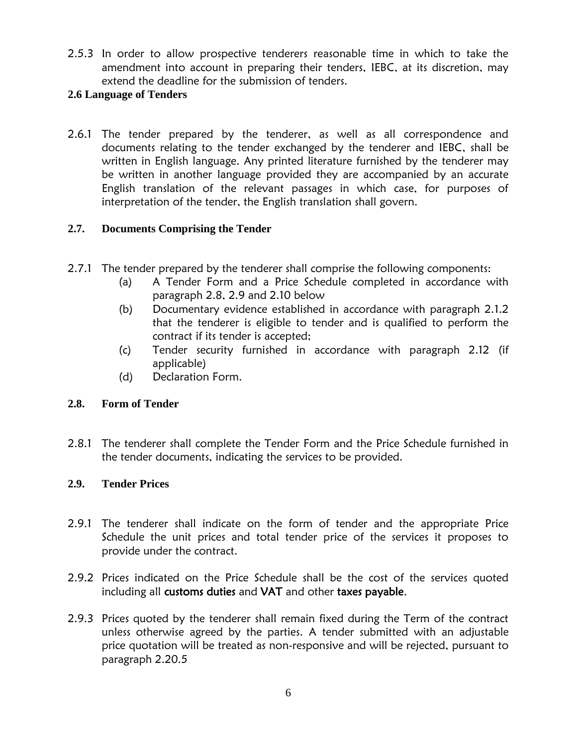2.5.3 In order to allow prospective tenderers reasonable time in which to take the amendment into account in preparing their tenders, IEBC, at its discretion, may extend the deadline for the submission of tenders.

**2.6 Language of Tenders**

2.6.1 The tender prepared by the tenderer, as well as all correspondence and documents relating to the tender exchanged by the tenderer and IEBC, shall be written in English language. Any printed literature furnished by the tenderer may be written in another language provided they are accompanied by an accurate English translation of the relevant passages in which case, for purposes of interpretation of the tender, the English translation shall govern.

**2.7. Documents Comprising the Tender**

2.7.1 The tender prepared by the tenderer shall comprise the following components:

(a) A Tender Form and a Price Schedule completed in accordance with paragraph 2.8, 2.9 and 2.10 below

(b) Documentary evidence established in accordance with paragraph 2.1.2 that the tenderer is eligible to tender and is qualified to perform the contract if its tender is accepted;

(c) Tender security furnished in accordance with paragraph 2.12 (if applicable)

(d) Declaration Form.

**2.8. Form of Tender**

2.8.1 The tenderer shall complete the Tender Form and the Price Schedule furnished in the tender documents, indicating the services to be provided.

**2.9. Tender Prices**

2.9.1 The tenderer shall indicate on the form of tender and the appropriate Price Schedule the unit prices and total tender price of the services it proposes to provide under the contract.

2.9.2 Prices indicated on the Price Schedule shall be the cost of the services quoted including all **customs duties** and **VAT** and other **taxes payable**.

2.9.3 Prices quoted by the tenderer shall remain fixed during the Term of the contract unless otherwise agreed by the parties. A tender submitted with an adjustable price quotation will be treated as non-responsive and will be rejected, pursuant to paragraph 2.20.5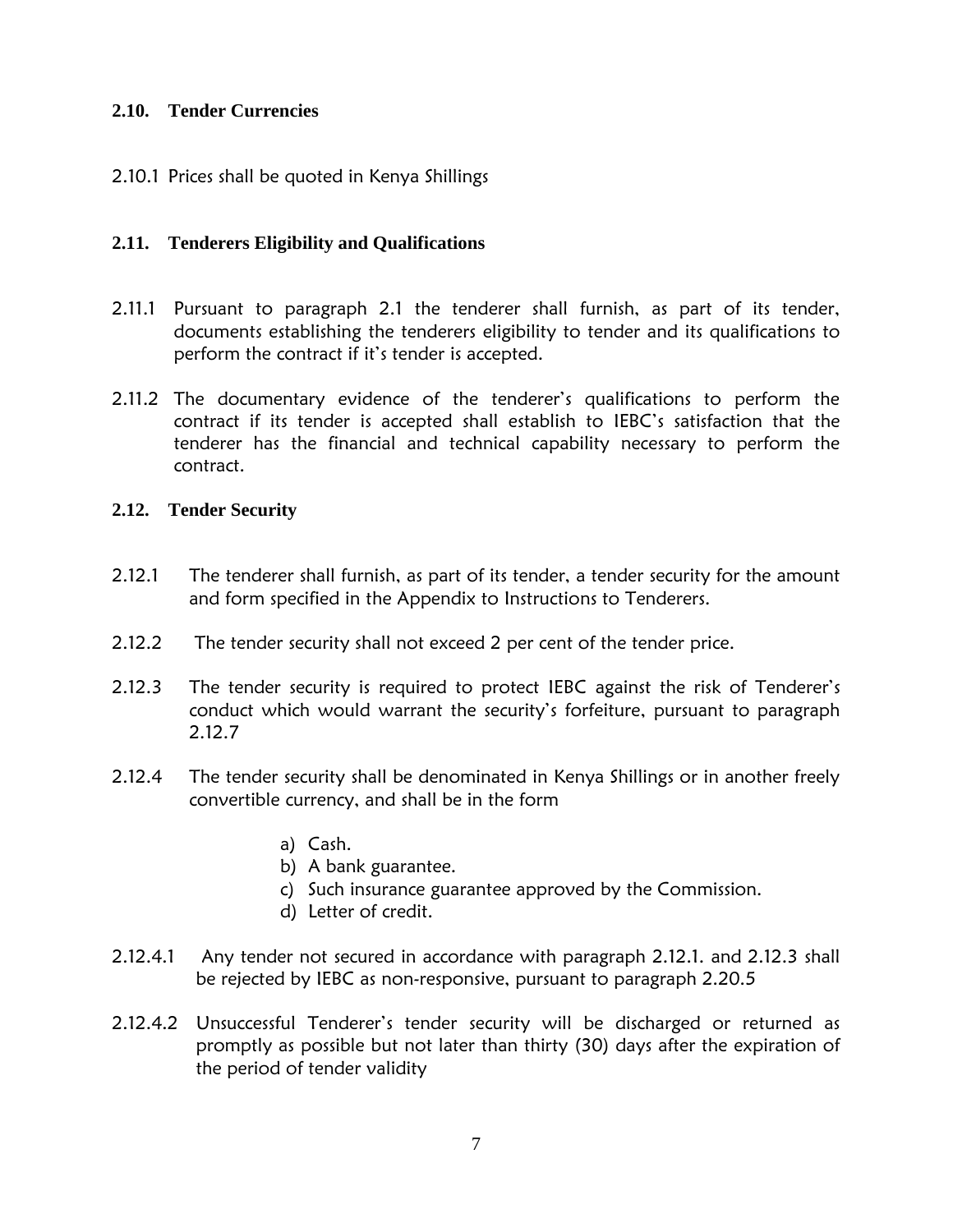## 2.10. Tender Currencies

2.10.1 Prices shall be quoted in Kenya Shillings

## 2.11. Tenderers Eligibility and Qualifications

2.11.1 Pursuant to paragraph 2.1 the tenderer shall furnish, as part of its tender, documents establishing the tenderers eligibility to tender and its qualifications to perform the contract if it's tender is accepted.

2.11.2 The documentary evidence of the tenderer's qualifications to perform the contract if its tender is accepted shall establish to IEBC's satisfaction that the tenderer has the financial and technical capability necessary to perform the contract.

## 2.12. Tender Security

2.12.1 The tenderer shall furnish, as part of its tender, a tender security for the amount and form specified in the Appendix to Instructions to Tenderers.

2.12.2 The tender security shall not exceed 2 per cent of the tender price.

2.12.3 The tender security is required to protect IEBC against the risk of Tenderer's conduct which would warrant the security's forfeiture, pursuant to paragraph 2.12.7

2.12.4 The tender security shall be denominated in Kenya Shillings or in another freely convertible currency, and shall be in the form

a) Cash.
b) A bank guarantee.
c) Such insurance guarantee approved by the Commission.
d) Letter of credit.

2.12.4.1 Any tender not secured in accordance with paragraph 2.12.1. and 2.12.3 shall be rejected by IEBC as non-responsive, pursuant to paragraph 2.20.5

2.12.4.2 Unsuccessful Tenderer's tender security will be discharged or returned as promptly as possible but not later than thirty (30) days after the expiration of the period of tender validity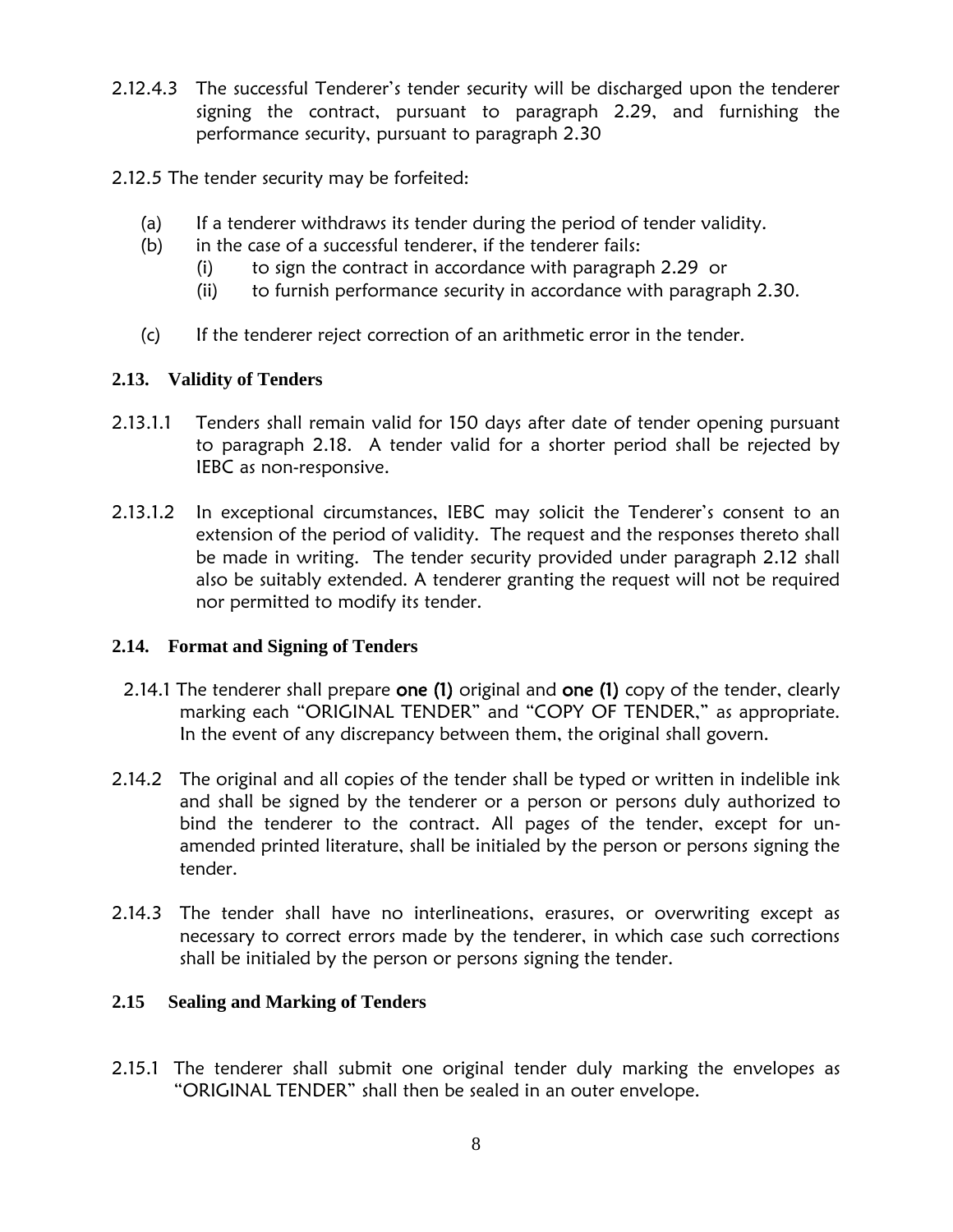2.12.4.3 The successful Tenderer's tender security will be discharged upon the tenderer signing the contract, pursuant to paragraph 2.29, and furnishing the performance security, pursuant to paragraph 2.30

2.12.5 The tender security may be forfeited:

(a) If a tenderer withdraws its tender during the period of tender validity.

(b) in the case of a successful tenderer, if the tenderer fails:
   - (i) to sign the contract in accordance with paragraph 2.29 or
   - (ii) to furnish performance security in accordance with paragraph 2.30.

(c) If the tenderer reject correction of an arithmetic error in the tender.

### 2.13. Validity of Tenders

2.13.1.1 Tenders shall remain valid for 150 days after date of tender opening pursuant to paragraph 2.18. A tender valid for a shorter period shall be rejected by IEBC as non-responsive.

2.13.1.2 In exceptional circumstances, IEBC may solicit the Tenderer's consent to an extension of the period of validity. The request and the responses thereto shall be made in writing. The tender security provided under paragraph 2.12 shall also be suitably extended. A tenderer granting the request will not be required nor permitted to modify its tender.

### 2.14. Format and Signing of Tenders

2.14.1 The tenderer shall prepare **one (1)** original and **one (1)** copy of the tender, clearly marking each "ORIGINAL TENDER" and "COPY OF TENDER," as appropriate. In the event of any discrepancy between them, the original shall govern.

2.14.2 The original and all copies of the tender shall be typed or written in indelible ink and shall be signed by the tenderer or a person or persons duly authorized to bind the tenderer to the contract. All pages of the tender, except for un-amended printed literature, shall be initialed by the person or persons signing the tender.

2.14.3 The tender shall have no interlineations, erasures, or overwriting except as necessary to correct errors made by the tenderer, in which case such corrections shall be initialed by the person or persons signing the tender.

### 2.15 Sealing and Marking of Tenders

2.15.1 The tenderer shall submit one original tender duly marking the envelopes as "ORIGINAL TENDER" shall then be sealed in an outer envelope.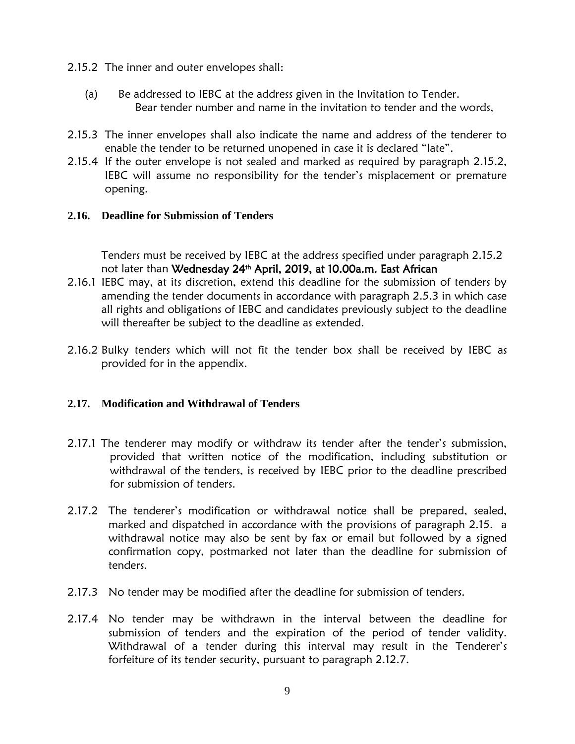2.15.2 The inner and outer envelopes shall:

(a) Be addressed to IEBC at the address given in the Invitation to Tender. Bear tender number and name in the invitation to tender and the words,

2.15.3 The inner envelopes shall also indicate the name and address of the tenderer to enable the tender to be returned unopened in case it is declared "late".

2.15.4 If the outer envelope is not sealed and marked as required by paragraph 2.15.2, IEBC will assume no responsibility for the tender's misplacement or premature opening.

## 2.16. Deadline for Submission of Tenders

Tenders must be received by IEBC at the address specified under paragraph 2.15.2 not later than **Wednesday 24th April, 2019, at 10.00a.m. East African**

2.16.1 IEBC may, at its discretion, extend this deadline for the submission of tenders by amending the tender documents in accordance with paragraph 2.5.3 in which case all rights and obligations of IEBC and candidates previously subject to the deadline will thereafter be subject to the deadline as extended.

2.16.2 Bulky tenders which will not fit the tender box shall be received by IEBC as provided for in the appendix.

## 2.17. Modification and Withdrawal of Tenders

2.17.1 The tenderer may modify or withdraw its tender after the tender's submission, provided that written notice of the modification, including substitution or withdrawal of the tenders, is received by IEBC prior to the deadline prescribed for submission of tenders.

2.17.2 The tenderer's modification or withdrawal notice shall be prepared, sealed, marked and dispatched in accordance with the provisions of paragraph 2.15. a withdrawal notice may also be sent by fax or email but followed by a signed confirmation copy, postmarked not later than the deadline for submission of tenders.

2.17.3 No tender may be modified after the deadline for submission of tenders.

2.17.4 No tender may be withdrawn in the interval between the deadline for submission of tenders and the expiration of the period of tender validity. Withdrawal of a tender during this interval may result in the Tenderer's forfeiture of its tender security, pursuant to paragraph 2.12.7.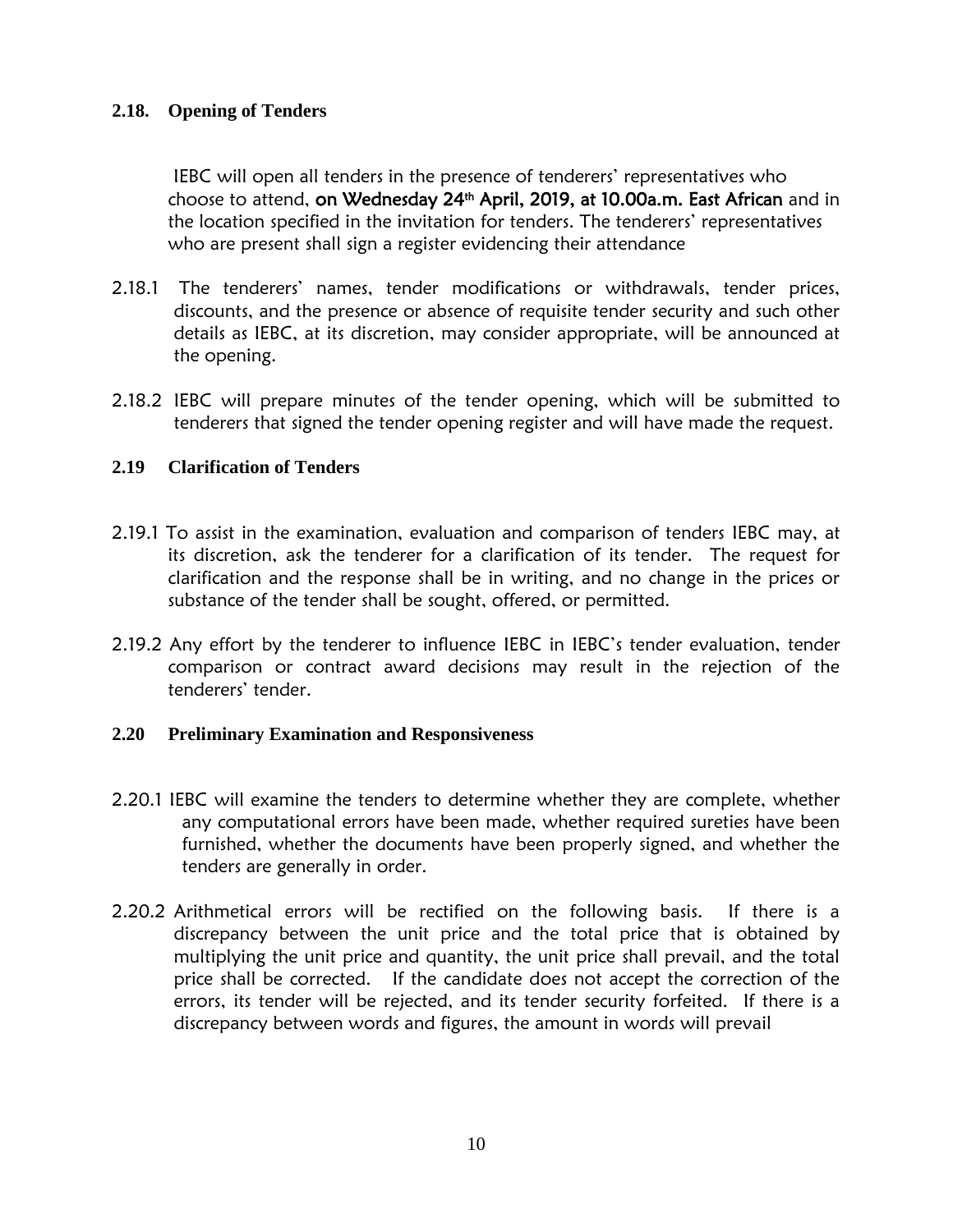### 2.18. Opening of Tenders

IEBC will open all tenders in the presence of tenderers' representatives who choose to attend, **on Wednesday 24th April, 2019, at 10.00a.m. East African** and in the location specified in the invitation for tenders. The tenderers' representatives who are present shall sign a register evidencing their attendance

2.18.1 The tenderers' names, tender modifications or withdrawals, tender prices, discounts, and the presence or absence of requisite tender security and such other details as IEBC, at its discretion, may consider appropriate, will be announced at the opening.

2.18.2 IEBC will prepare minutes of the tender opening, which will be submitted to tenderers that signed the tender opening register and will have made the request.

### 2.19 Clarification of Tenders

2.19.1 To assist in the examination, evaluation and comparison of tenders IEBC may, at its discretion, ask the tenderer for a clarification of its tender. The request for clarification and the response shall be in writing, and no change in the prices or substance of the tender shall be sought, offered, or permitted.

2.19.2 Any effort by the tenderer to influence IEBC in IEBC's tender evaluation, tender comparison or contract award decisions may result in the rejection of the tenderers' tender.

### 2.20 Preliminary Examination and Responsiveness

2.20.1 IEBC will examine the tenders to determine whether they are complete, whether any computational errors have been made, whether required sureties have been furnished, whether the documents have been properly signed, and whether the tenders are generally in order.

2.20.2 Arithmetical errors will be rectified on the following basis. If there is a discrepancy between the unit price and the total price that is obtained by multiplying the unit price and quantity, the unit price shall prevail, and the total price shall be corrected. If the candidate does not accept the correction of the errors, its tender will be rejected, and its tender security forfeited. If there is a discrepancy between words and figures, the amount in words will prevail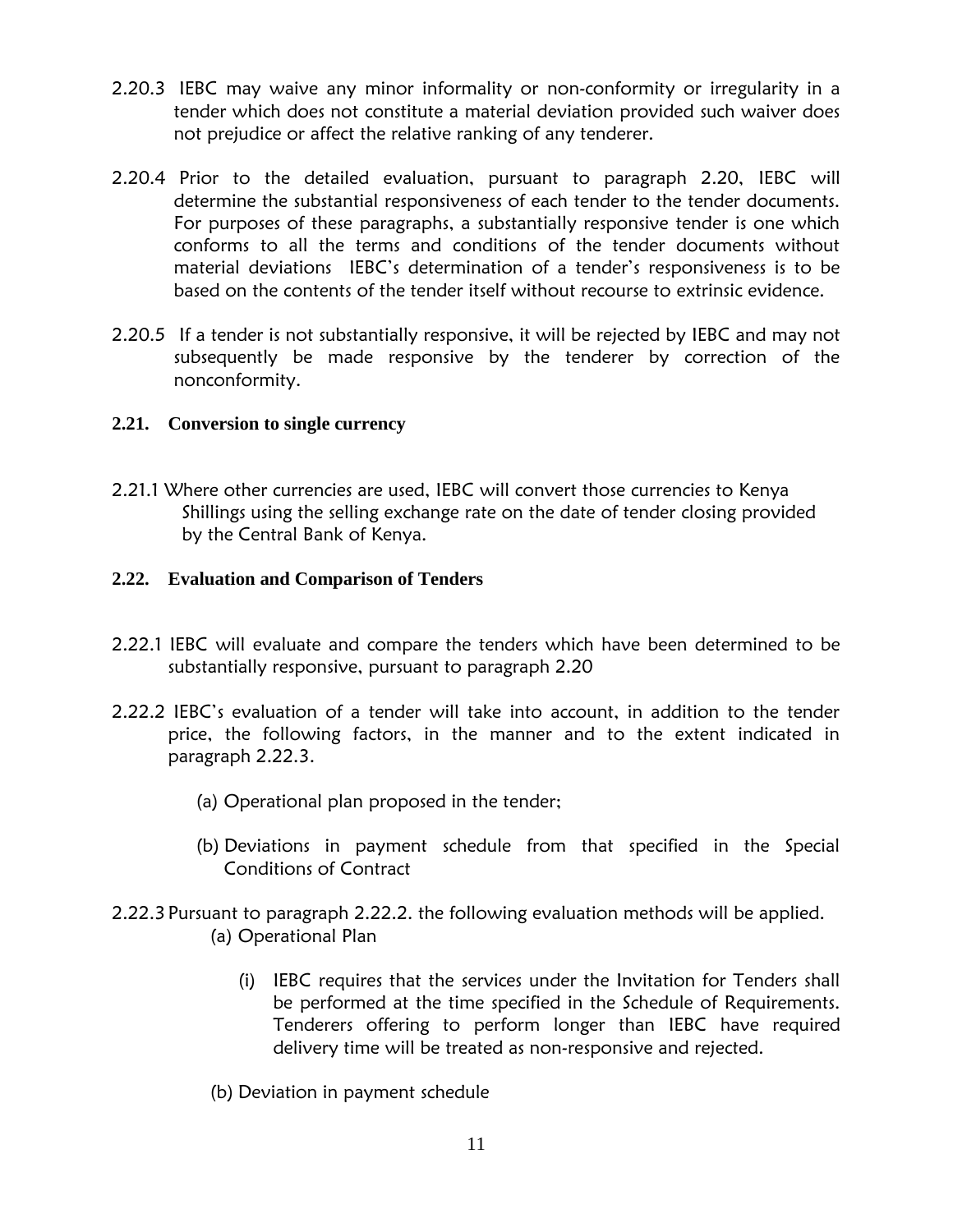2.20.3 IEBC may waive any minor informality or non-conformity or irregularity in a tender which does not constitute a material deviation provided such waiver does not prejudice or affect the relative ranking of any tenderer.

2.20.4 Prior to the detailed evaluation, pursuant to paragraph 2.20, IEBC will determine the substantial responsiveness of each tender to the tender documents. For purposes of these paragraphs, a substantially responsive tender is one which conforms to all the terms and conditions of the tender documents without material deviations IEBC's determination of a tender's responsiveness is to be based on the contents of the tender itself without recourse to extrinsic evidence.

2.20.5 If a tender is not substantially responsive, it will be rejected by IEBC and may not subsequently be made responsive by the tenderer by correction of the nonconformity.

**2.21. Conversion to single currency**

2.21.1 Where other currencies are used, IEBC will convert those currencies to Kenya Shillings using the selling exchange rate on the date of tender closing provided by the Central Bank of Kenya.

**2.22. Evaluation and Comparison of Tenders**

2.22.1 IEBC will evaluate and compare the tenders which have been determined to be substantially responsive, pursuant to paragraph 2.20

2.22.2 IEBC's evaluation of a tender will take into account, in addition to the tender price, the following factors, in the manner and to the extent indicated in paragraph 2.22.3.

(a) Operational plan proposed in the tender;

(b) Deviations in payment schedule from that specified in the Special Conditions of Contract

2.22.3 Pursuant to paragraph 2.22.2. the following evaluation methods will be applied.

(a) Operational Plan

(i) IEBC requires that the services under the Invitation for Tenders shall be performed at the time specified in the Schedule of Requirements. Tenderers offering to perform longer than IEBC have required delivery time will be treated as non-responsive and rejected.

(b) Deviation in payment schedule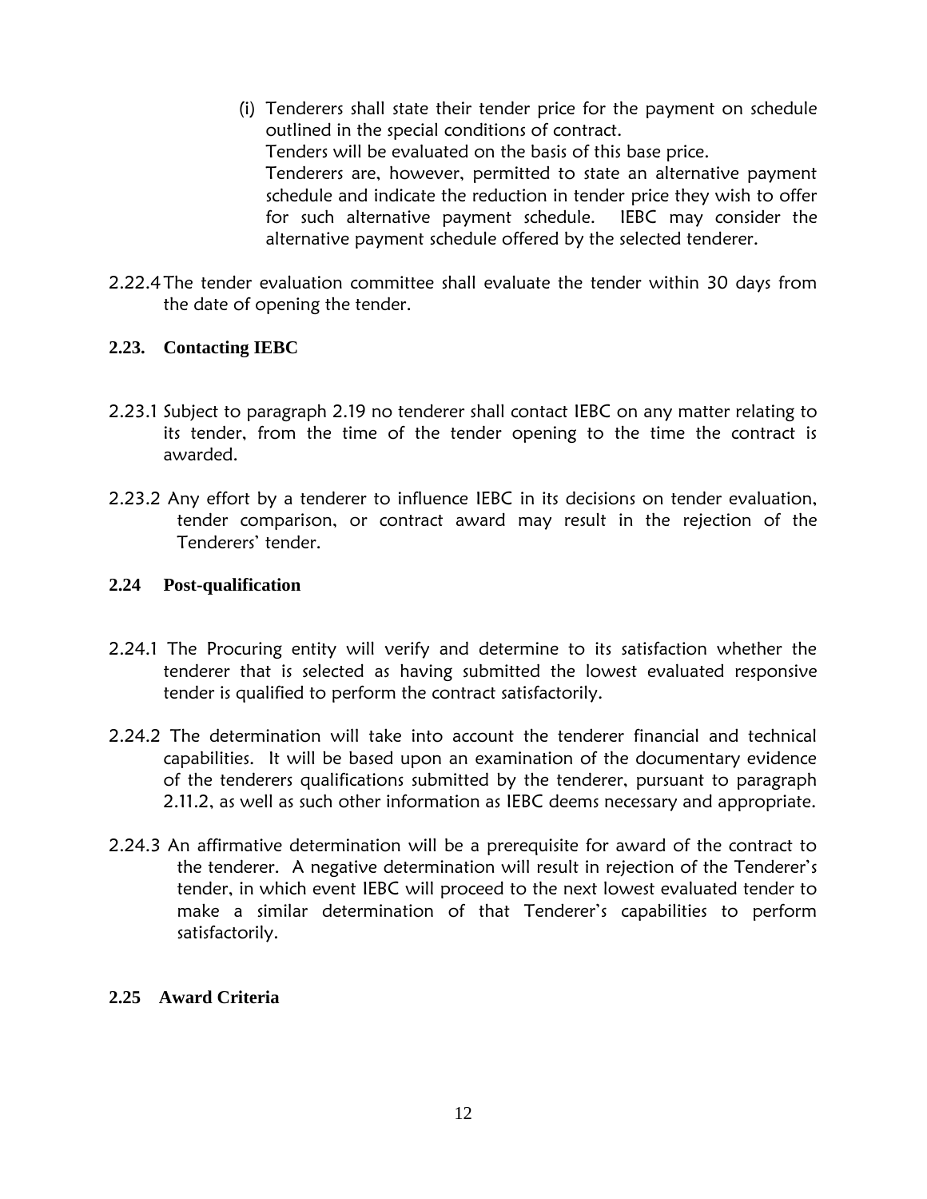(i) Tenderers shall state their tender price for the payment on schedule outlined in the special conditions of contract.
    Tenders will be evaluated on the basis of this base price.
    Tenderers are, however, permitted to state an alternative payment schedule and indicate the reduction in tender price they wish to offer for such alternative payment schedule. IEBC may consider the alternative payment schedule offered by the selected tenderer.

2.22.4 The tender evaluation committee shall evaluate the tender within 30 days from the date of opening the tender.

## 2.23. Contacting IEBC

2.23.1 Subject to paragraph 2.19 no tenderer shall contact IEBC on any matter relating to its tender, from the time of the tender opening to the time the contract is awarded.

2.23.2 Any effort by a tenderer to influence IEBC in its decisions on tender evaluation, tender comparison, or contract award may result in the rejection of the Tenderers' tender.

## 2.24 Post-qualification

2.24.1 The Procuring entity will verify and determine to its satisfaction whether the tenderer that is selected as having submitted the lowest evaluated responsive tender is qualified to perform the contract satisfactorily.

2.24.2 The determination will take into account the tenderer financial and technical capabilities. It will be based upon an examination of the documentary evidence of the tenderers qualifications submitted by the tenderer, pursuant to paragraph 2.11.2, as well as such other information as IEBC deems necessary and appropriate.

2.24.3 An affirmative determination will be a prerequisite for award of the contract to the tenderer. A negative determination will result in rejection of the Tenderer's tender, in which event IEBC will proceed to the next lowest evaluated tender to make a similar determination of that Tenderer's capabilities to perform satisfactorily.

## 2.25 Award Criteria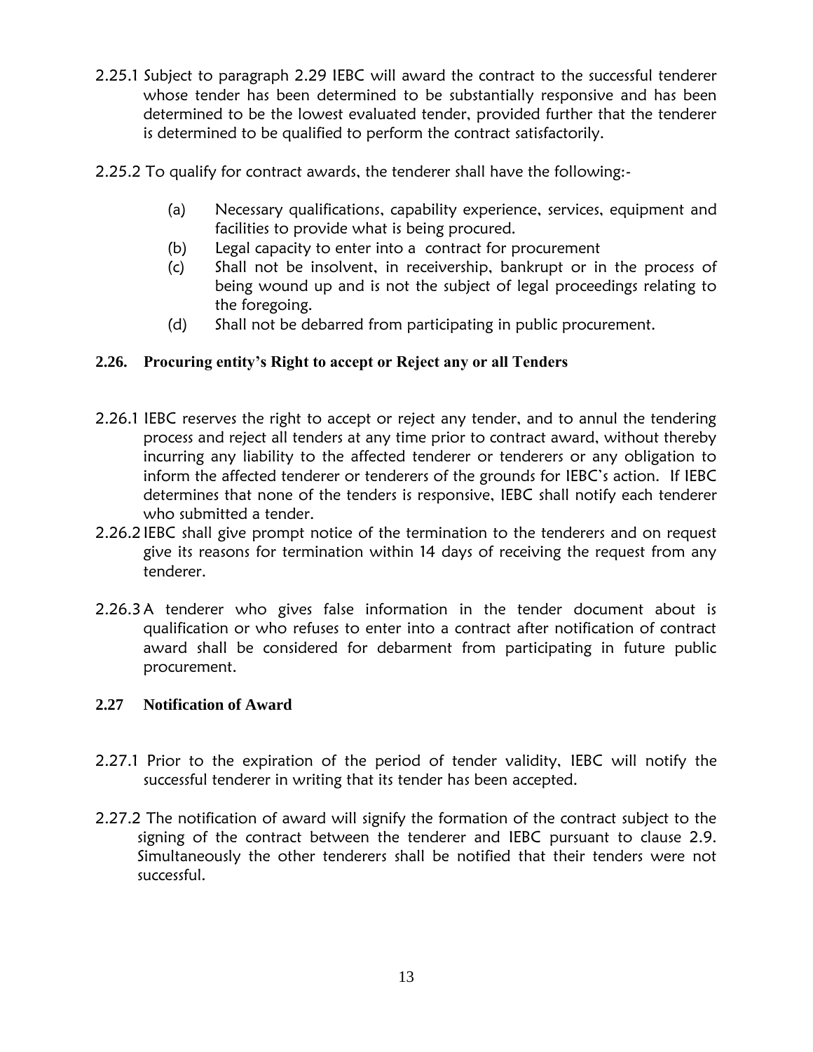2.25.1 Subject to paragraph 2.29 IEBC will award the contract to the successful tenderer whose tender has been determined to be substantially responsive and has been determined to be the lowest evaluated tender, provided further that the tenderer is determined to be qualified to perform the contract satisfactorily.

2.25.2 To qualify for contract awards, the tenderer shall have the following:-

(a) Necessary qualifications, capability experience, services, equipment and facilities to provide what is being procured.
(b) Legal capacity to enter into a contract for procurement
(c) Shall not be insolvent, in receivership, bankrupt or in the process of being wound up and is not the subject of legal proceedings relating to the foregoing.
(d) Shall not be debarred from participating in public procurement.

### 2.26. Procuring entity's Right to accept or Reject any or all Tenders

2.26.1 IEBC reserves the right to accept or reject any tender, and to annul the tendering process and reject all tenders at any time prior to contract award, without thereby incurring any liability to the affected tenderer or tenderers or any obligation to inform the affected tenderer or tenderers of the grounds for IEBC's action. If IEBC determines that none of the tenders is responsive, IEBC shall notify each tenderer who submitted a tender.

2.26.2 IEBC shall give prompt notice of the termination to the tenderers and on request give its reasons for termination within 14 days of receiving the request from any tenderer.

2.26.3 A tenderer who gives false information in the tender document about is qualification or who refuses to enter into a contract after notification of contract award shall be considered for debarment from participating in future public procurement.

### 2.27 Notification of Award

2.27.1 Prior to the expiration of the period of tender validity, IEBC will notify the successful tenderer in writing that its tender has been accepted.

2.27.2 The notification of award will signify the formation of the contract subject to the signing of the contract between the tenderer and IEBC pursuant to clause 2.9. Simultaneously the other tenderers shall be notified that their tenders were not successful.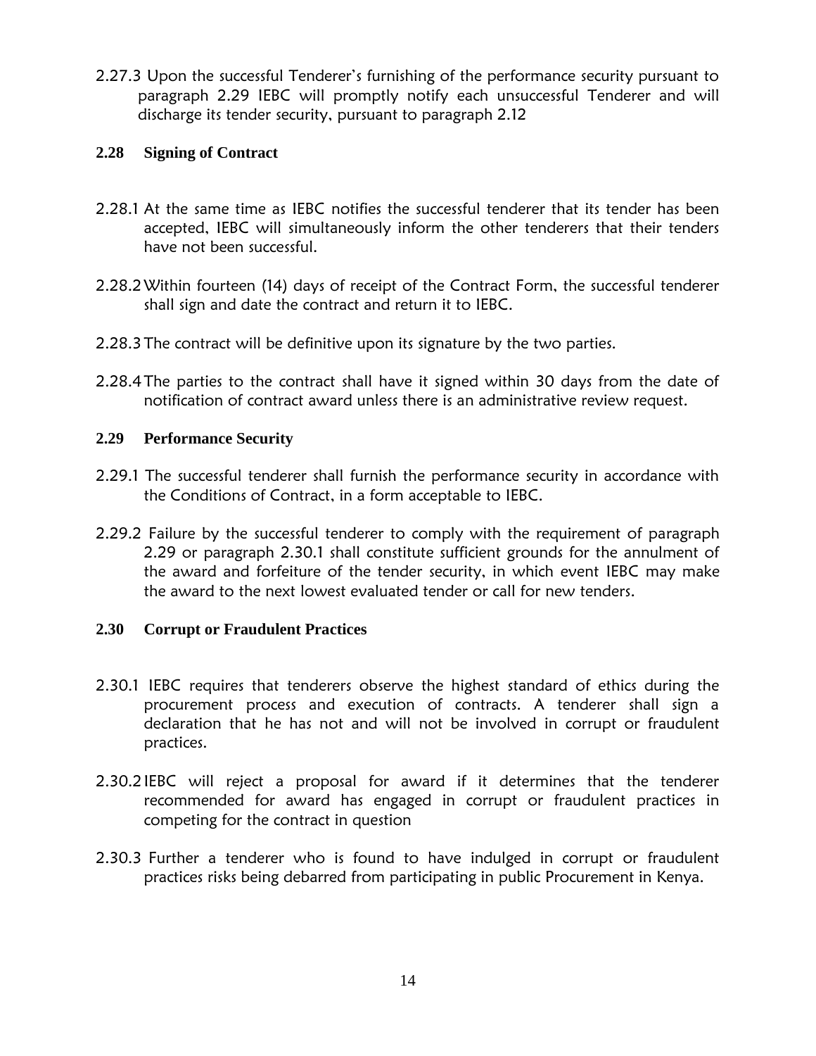2.27.3 Upon the successful Tenderer's furnishing of the performance security pursuant to paragraph 2.29 IEBC will promptly notify each unsuccessful Tenderer and will discharge its tender security, pursuant to paragraph 2.12

### 2.28 Signing of Contract

2.28.1 At the same time as IEBC notifies the successful tenderer that its tender has been accepted, IEBC will simultaneously inform the other tenderers that their tenders have not been successful.

2.28.2 Within fourteen (14) days of receipt of the Contract Form, the successful tenderer shall sign and date the contract and return it to IEBC.

2.28.3 The contract will be definitive upon its signature by the two parties.

2.28.4 The parties to the contract shall have it signed within 30 days from the date of notification of contract award unless there is an administrative review request.

### 2.29 Performance Security

2.29.1 The successful tenderer shall furnish the performance security in accordance with the Conditions of Contract, in a form acceptable to IEBC.

2.29.2 Failure by the successful tenderer to comply with the requirement of paragraph 2.29 or paragraph 2.30.1 shall constitute sufficient grounds for the annulment of the award and forfeiture of the tender security, in which event IEBC may make the award to the next lowest evaluated tender or call for new tenders.

### 2.30 Corrupt or Fraudulent Practices

2.30.1 IEBC requires that tenderers observe the highest standard of ethics during the procurement process and execution of contracts. A tenderer shall sign a declaration that he has not and will not be involved in corrupt or fraudulent practices.

2.30.2 IEBC will reject a proposal for award if it determines that the tenderer recommended for award has engaged in corrupt or fraudulent practices in competing for the contract in question

2.30.3 Further a tenderer who is found to have indulged in corrupt or fraudulent practices risks being debarred from participating in public Procurement in Kenya.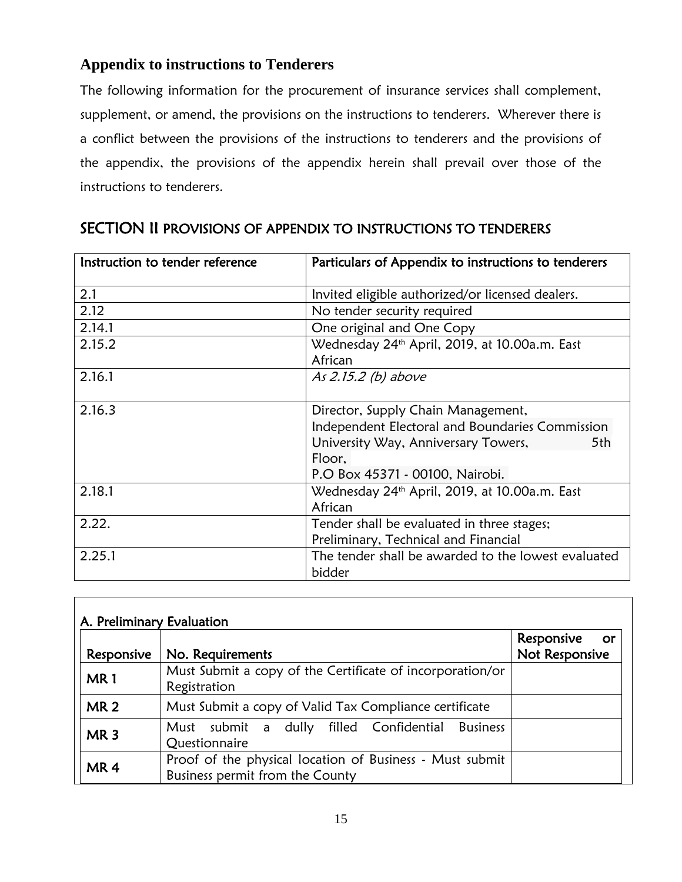## Appendix to instructions to Tenderers

The following information for the procurement of insurance services shall complement, supplement, or amend, the provisions on the instructions to tenderers. Wherever there is a conflict between the provisions of the instructions to tenderers and the provisions of the appendix, the provisions of the appendix herein shall prevail over those of the instructions to tenderers.

## SECTION II PROVISIONS OF APPENDIX TO INSTRUCTIONS TO TENDERERS

| Instruction to tender reference | Particulars of Appendix to instructions to tenderers |
|---|---|
| 2.1 | Invited eligible authorized/or licensed dealers. |
| 2.12 | No tender security required |
| 2.14.1 | One original and One Copy |
| 2.15.2 | Wednesday 24th April, 2019, at 10.00a.m. East African |
| 2.16.1 | *As 2.15.2 (b) above* |
| 2.16.3 | Director, Supply Chain Management,<br>Independent Electoral and Boundaries Commission<br>University Way, Anniversary Towers, 5th Floor,<br>P.O Box 45371 - 00100, Nairobi. |
| 2.18.1 | Wednesday 24th April, 2019, at 10.00a.m. East African |
| 2.22. | Tender shall be evaluated in three stages; Preliminary, Technical and Financial |
| 2.25.1 | The tender shall be awarded to the lowest evaluated bidder |

**A. Preliminary Evaluation**

| Responsive | No. Requirements | Responsive or Not Responsive |
|---|---|---|
| **MR 1** | Must Submit a copy of the Certificate of incorporation/or Registration | |
| **MR 2** | Must Submit a copy of Valid Tax Compliance certificate | |
| **MR 3** | Must submit a dully filled Confidential Business Questionnaire | |
| **MR 4** | Proof of the physical location of Business - Must submit Business permit from the County | |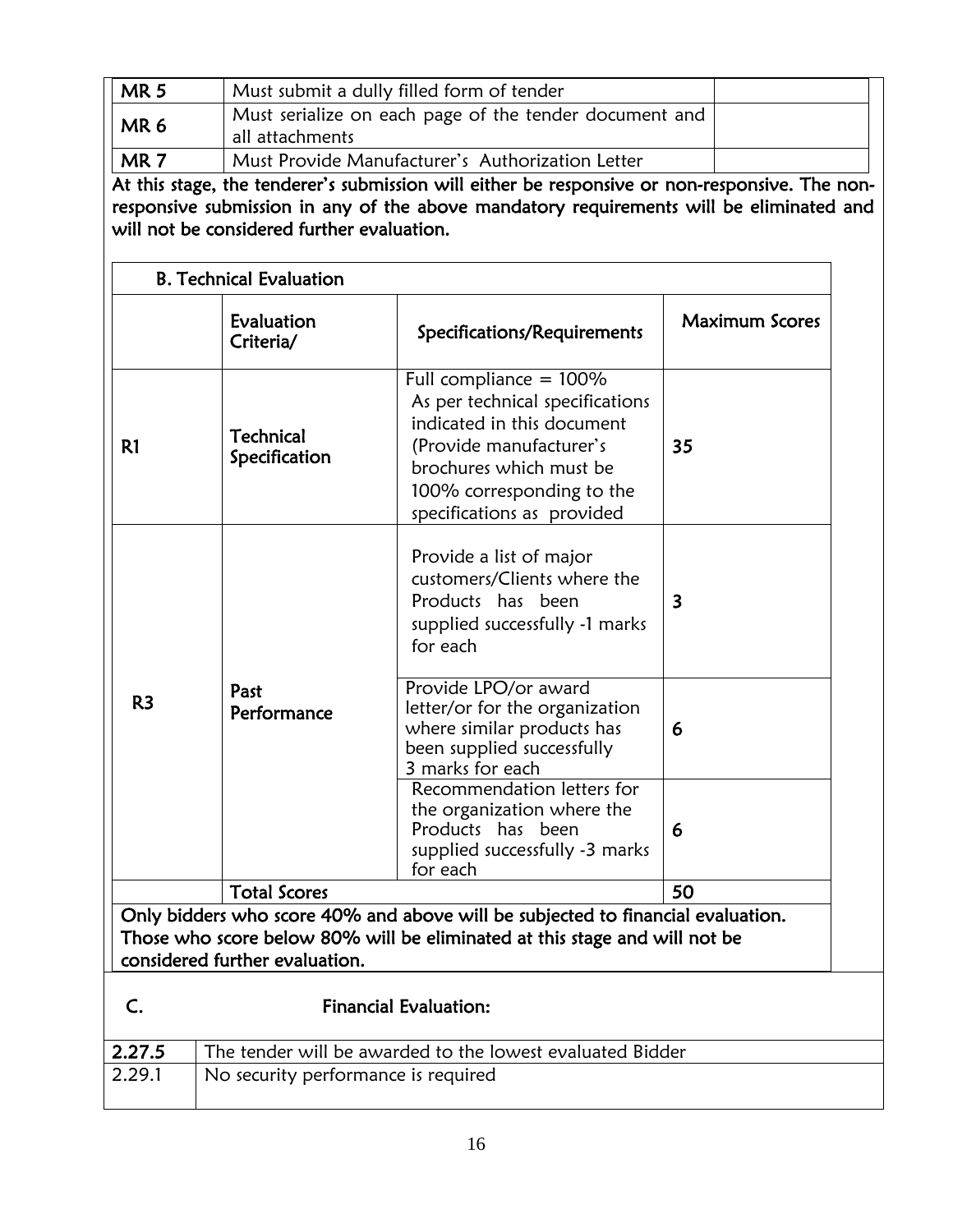| | | |
|---|---|---|
| **MR 5** | Must submit a dully filled form of tender | |
| **MR 6** | Must serialize on each page of the tender document and all attachments | |
| **MR 7** | Must Provide Manufacturer's Authorization Letter | |

**At this stage, the tenderer's submission will either be responsive or non-responsive. The non-responsive submission in any of the above mandatory requirements will be eliminated and will not be considered further evaluation.**

**B. Technical Evaluation**

| | Evaluation Criteria/ | Specifications/Requirements | Maximum Scores |
|---|---|---|---|
| **R1** | **Technical Specification** | Full compliance = 100% As per technical specifications indicated in this document (Provide manufacturer's brochures which must be 100% corresponding to the specifications as provided | **35** |
| **R3** | **Past Performance** | Provide a list of major customers/Clients where the Products has been supplied successfully -1 marks for each | **3** |
| | | Provide LPO/or award letter/or for the organization where similar products has been supplied successfully 3 marks for each | **6** |
| | | Recommendation letters for the organization where the Products has been supplied successfully -3 marks for each | **6** |
| | **Total Scores** | | **50** |

**Only bidders who score 40% and above will be subjected to financial evaluation. Those who score below 80% will be eliminated at this stage and will not be considered further evaluation.**

**C. Financial Evaluation:**

| | |
|---|---|
| **2.27.5** | The tender will be awarded to the lowest evaluated Bidder |
| 2.29.1 | No security performance is required |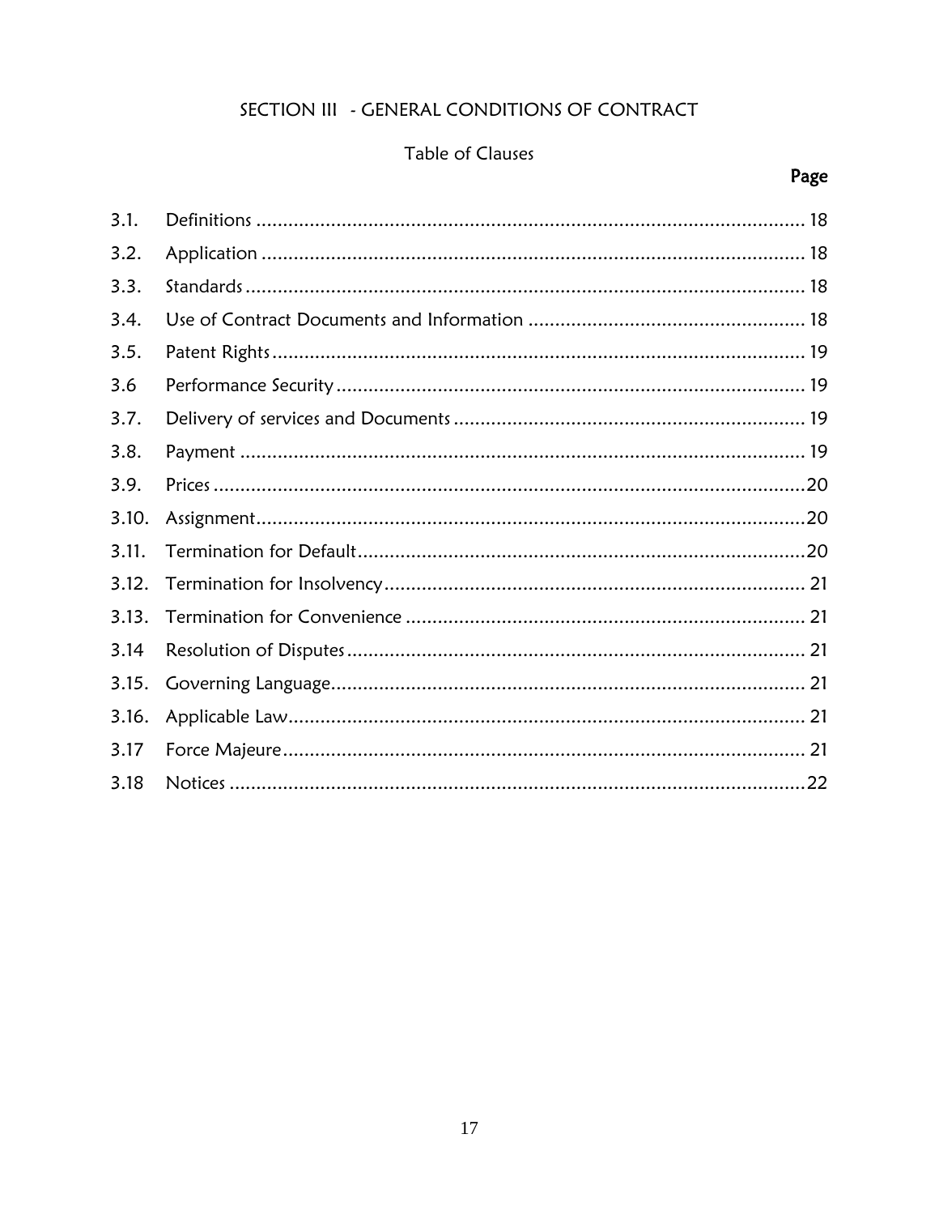# SECTION III - GENERAL CONDITIONS OF CONTRACT

## Table of Clauses

| | | Page |
|---|---|---|
| 3.1. | Definitions | 18 |
| 3.2. | Application | 18 |
| 3.3. | Standards | 18 |
| 3.4. | Use of Contract Documents and Information | 18 |
| 3.5. | Patent Rights | 19 |
| 3.6 | Performance Security | 19 |
| 3.7. | Delivery of services and Documents | 19 |
| 3.8. | Payment | 19 |
| 3.9. | Prices | 20 |
| 3.10. | Assignment | 20 |
| 3.11. | Termination for Default | 20 |
| 3.12. | Termination for Insolvency | 21 |
| 3.13. | Termination for Convenience | 21 |
| 3.14 | Resolution of Disputes | 21 |
| 3.15. | Governing Language | 21 |
| 3.16. | Applicable Law | 21 |
| 3.17 | Force Majeure | 21 |
| 3.18 | Notices | 22 |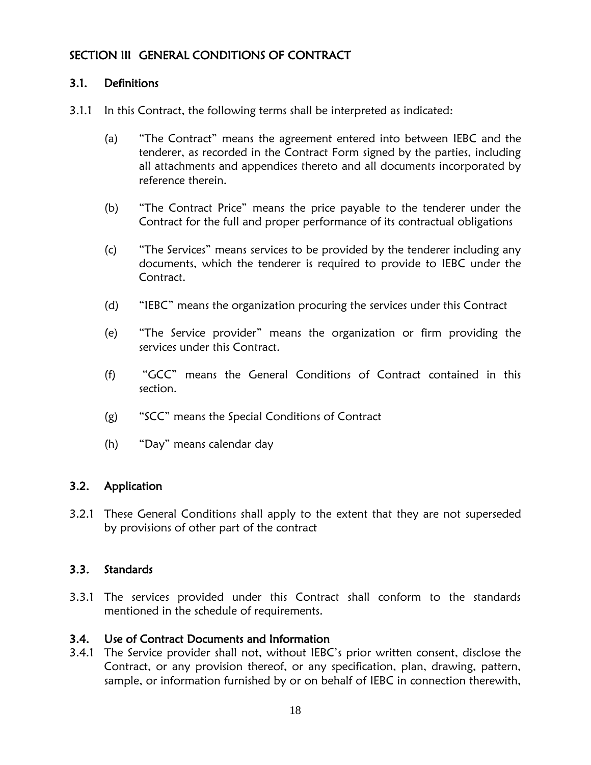## SECTION III GENERAL CONDITIONS OF CONTRACT

### 3.1. Definitions

3.1.1 In this Contract, the following terms shall be interpreted as indicated:

(a) "The Contract" means the agreement entered into between IEBC and the tenderer, as recorded in the Contract Form signed by the parties, including all attachments and appendices thereto and all documents incorporated by reference therein.

(b) "The Contract Price" means the price payable to the tenderer under the Contract for the full and proper performance of its contractual obligations

(c) "The Services" means services to be provided by the tenderer including any documents, which the tenderer is required to provide to IEBC under the Contract.

(d) "IEBC" means the organization procuring the services under this Contract

(e) "The Service provider" means the organization or firm providing the services under this Contract.

(f) "GCC" means the General Conditions of Contract contained in this section.

(g) "SCC" means the Special Conditions of Contract

(h) "Day" means calendar day

### 3.2. Application

3.2.1 These General Conditions shall apply to the extent that they are not superseded by provisions of other part of the contract

### 3.3. Standards

3.3.1 The services provided under this Contract shall conform to the standards mentioned in the schedule of requirements.

### 3.4. Use of Contract Documents and Information

3.4.1 The Service provider shall not, without IEBC's prior written consent, disclose the Contract, or any provision thereof, or any specification, plan, drawing, pattern, sample, or information furnished by or on behalf of IEBC in connection therewith,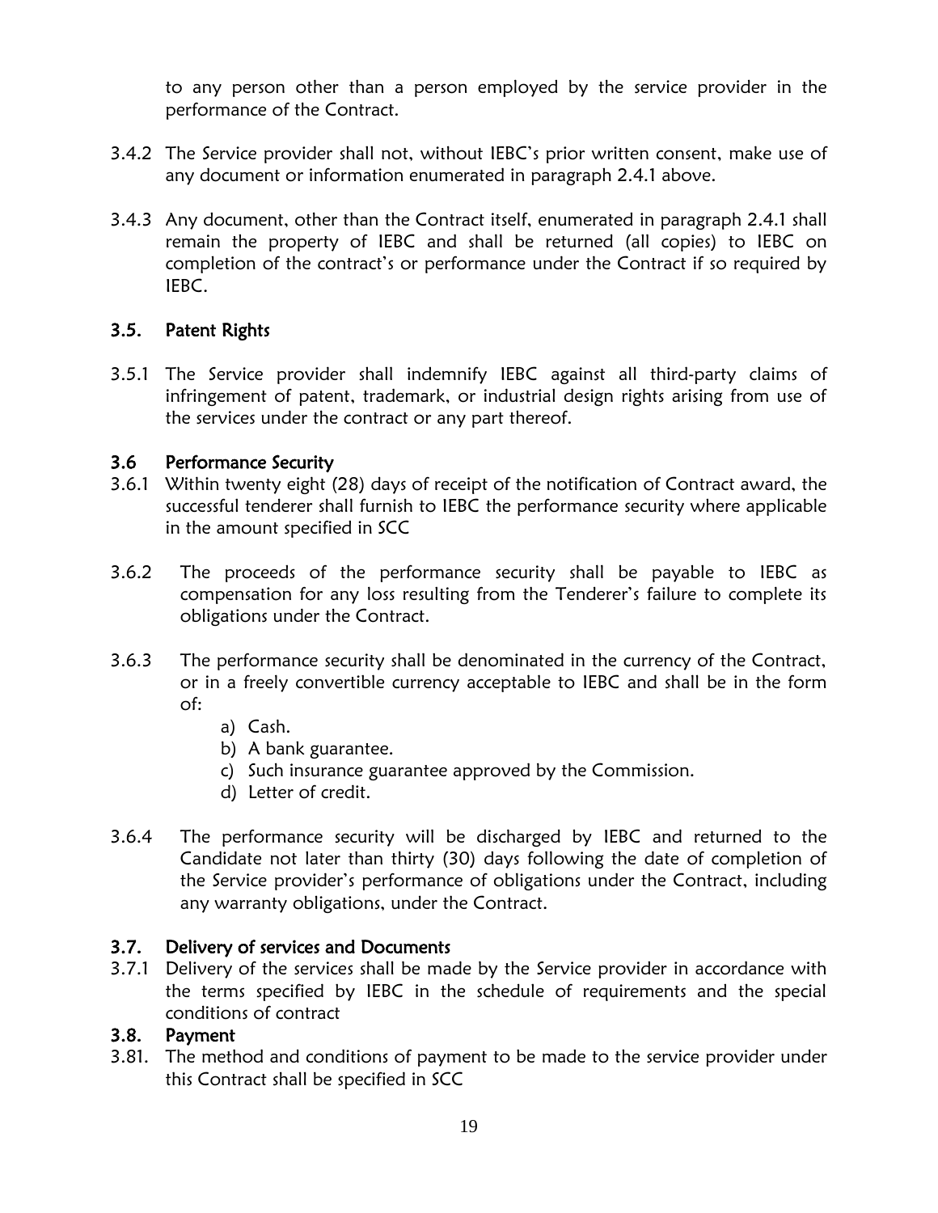to any person other than a person employed by the service provider in the performance of the Contract.

3.4.2 The Service provider shall not, without IEBC's prior written consent, make use of any document or information enumerated in paragraph 2.4.1 above.

3.4.3 Any document, other than the Contract itself, enumerated in paragraph 2.4.1 shall remain the property of IEBC and shall be returned (all copies) to IEBC on completion of the contract's or performance under the Contract if so required by IEBC.

### 3.5. Patent Rights

3.5.1 The Service provider shall indemnify IEBC against all third-party claims of infringement of patent, trademark, or industrial design rights arising from use of the services under the contract or any part thereof.

### 3.6 Performance Security

3.6.1 Within twenty eight (28) days of receipt of the notification of Contract award, the successful tenderer shall furnish to IEBC the performance security where applicable in the amount specified in SCC

3.6.2 The proceeds of the performance security shall be payable to IEBC as compensation for any loss resulting from the Tenderer's failure to complete its obligations under the Contract.

3.6.3 The performance security shall be denominated in the currency of the Contract, or in a freely convertible currency acceptable to IEBC and shall be in the form of:

a) Cash.
b) A bank guarantee.
c) Such insurance guarantee approved by the Commission.
d) Letter of credit.

3.6.4 The performance security will be discharged by IEBC and returned to the Candidate not later than thirty (30) days following the date of completion of the Service provider's performance of obligations under the Contract, including any warranty obligations, under the Contract.

### 3.7. Delivery of services and Documents

3.7.1 Delivery of the services shall be made by the Service provider in accordance with the terms specified by IEBC in the schedule of requirements and the special conditions of contract

### 3.8. Payment

3.81. The method and conditions of payment to be made to the service provider under this Contract shall be specified in SCC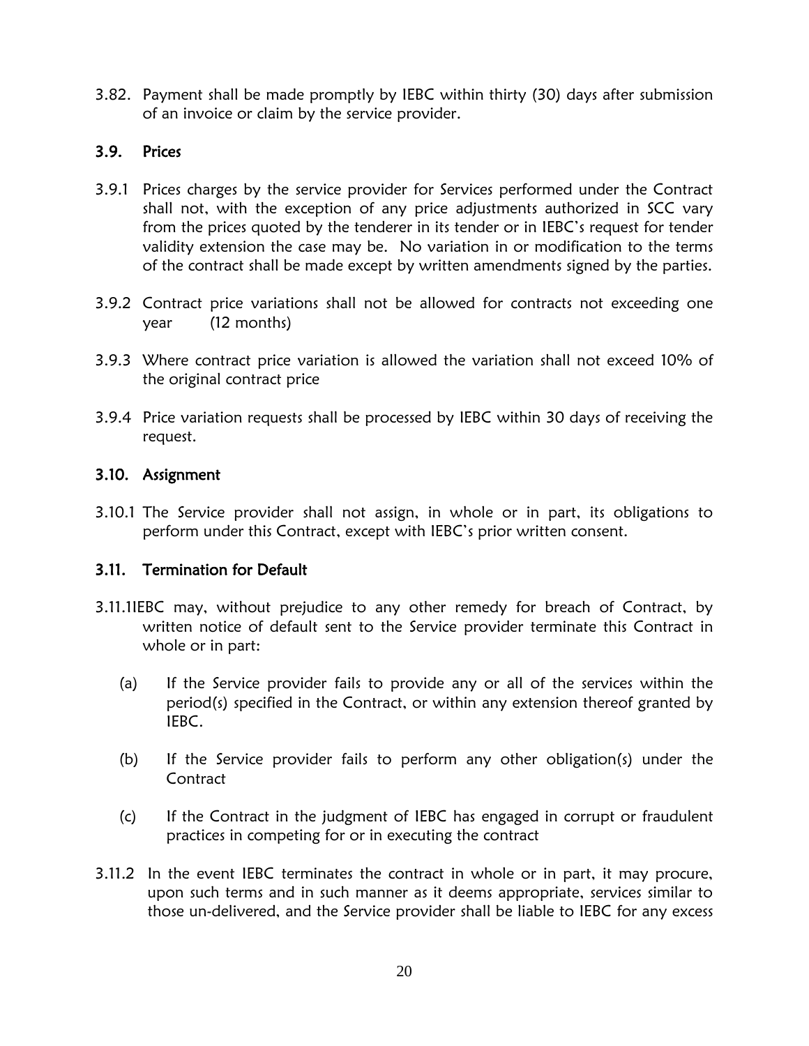3.82. Payment shall be made promptly by IEBC within thirty (30) days after submission of an invoice or claim by the service provider.

### 3.9. Prices

3.9.1 Prices charges by the service provider for Services performed under the Contract shall not, with the exception of any price adjustments authorized in SCC vary from the prices quoted by the tenderer in its tender or in IEBC's request for tender validity extension the case may be. No variation in or modification to the terms of the contract shall be made except by written amendments signed by the parties.

3.9.2 Contract price variations shall not be allowed for contracts not exceeding one year (12 months)

3.9.3 Where contract price variation is allowed the variation shall not exceed 10% of the original contract price

3.9.4 Price variation requests shall be processed by IEBC within 30 days of receiving the request.

### 3.10. Assignment

3.10.1 The Service provider shall not assign, in whole or in part, its obligations to perform under this Contract, except with IEBC's prior written consent.

### 3.11. Termination for Default

3.11.1IEBC may, without prejudice to any other remedy for breach of Contract, by written notice of default sent to the Service provider terminate this Contract in whole or in part:

(a) If the Service provider fails to provide any or all of the services within the period(s) specified in the Contract, or within any extension thereof granted by IEBC.

(b) If the Service provider fails to perform any other obligation(s) under the Contract

(c) If the Contract in the judgment of IEBC has engaged in corrupt or fraudulent practices in competing for or in executing the contract

3.11.2 In the event IEBC terminates the contract in whole or in part, it may procure, upon such terms and in such manner as it deems appropriate, services similar to those un-delivered, and the Service provider shall be liable to IEBC for any excess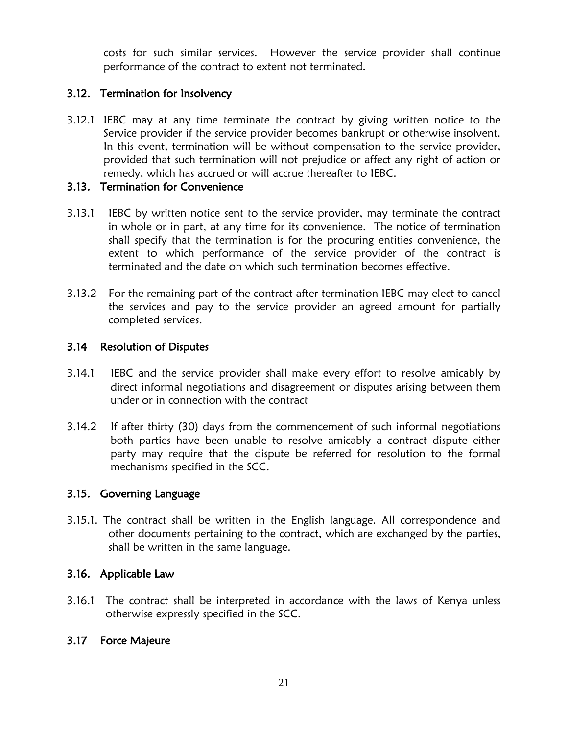costs for such similar services. However the service provider shall continue performance of the contract to extent not terminated.

### 3.12. Termination for Insolvency

3.12.1 IEBC may at any time terminate the contract by giving written notice to the Service provider if the service provider becomes bankrupt or otherwise insolvent. In this event, termination will be without compensation to the service provider, provided that such termination will not prejudice or affect any right of action or remedy, which has accrued or will accrue thereafter to IEBC.

### 3.13. Termination for Convenience

3.13.1 IEBC by written notice sent to the service provider, may terminate the contract in whole or in part, at any time for its convenience. The notice of termination shall specify that the termination is for the procuring entities convenience, the extent to which performance of the service provider of the contract is terminated and the date on which such termination becomes effective.

3.13.2 For the remaining part of the contract after termination IEBC may elect to cancel the services and pay to the service provider an agreed amount for partially completed services.

### 3.14 Resolution of Disputes

3.14.1 IEBC and the service provider shall make every effort to resolve amicably by direct informal negotiations and disagreement or disputes arising between them under or in connection with the contract

3.14.2 If after thirty (30) days from the commencement of such informal negotiations both parties have been unable to resolve amicably a contract dispute either party may require that the dispute be referred for resolution to the formal mechanisms specified in the SCC.

### 3.15. Governing Language

3.15.1. The contract shall be written in the English language. All correspondence and other documents pertaining to the contract, which are exchanged by the parties, shall be written in the same language.

### 3.16. Applicable Law

3.16.1 The contract shall be interpreted in accordance with the laws of Kenya unless otherwise expressly specified in the SCC.

### 3.17 Force Majeure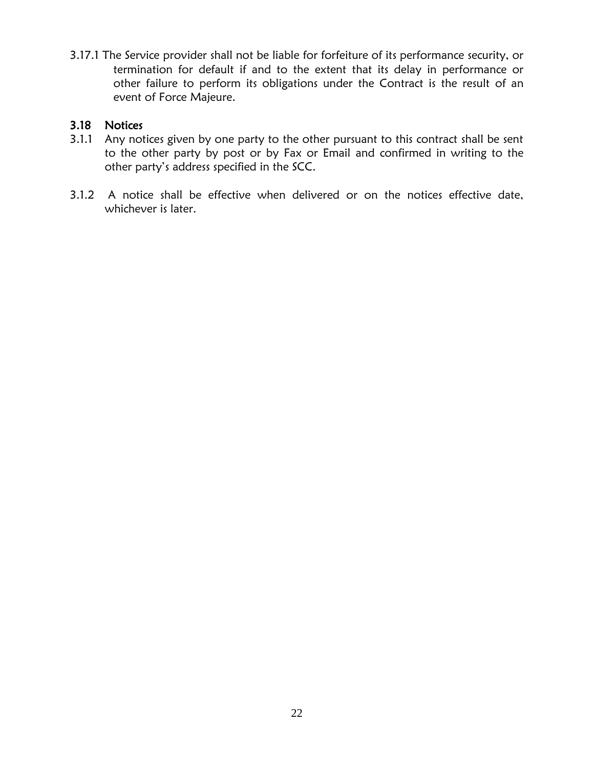3.17.1 The Service provider shall not be liable for forfeiture of its performance security, or termination for default if and to the extent that its delay in performance or other failure to perform its obligations under the Contract is the result of an event of Force Majeure.

### 3.18 Notices

3.1.1 Any notices given by one party to the other pursuant to this contract shall be sent to the other party by post or by Fax or Email and confirmed in writing to the other party's address specified in the SCC.

3.1.2 A notice shall be effective when delivered or on the notices effective date, whichever is later.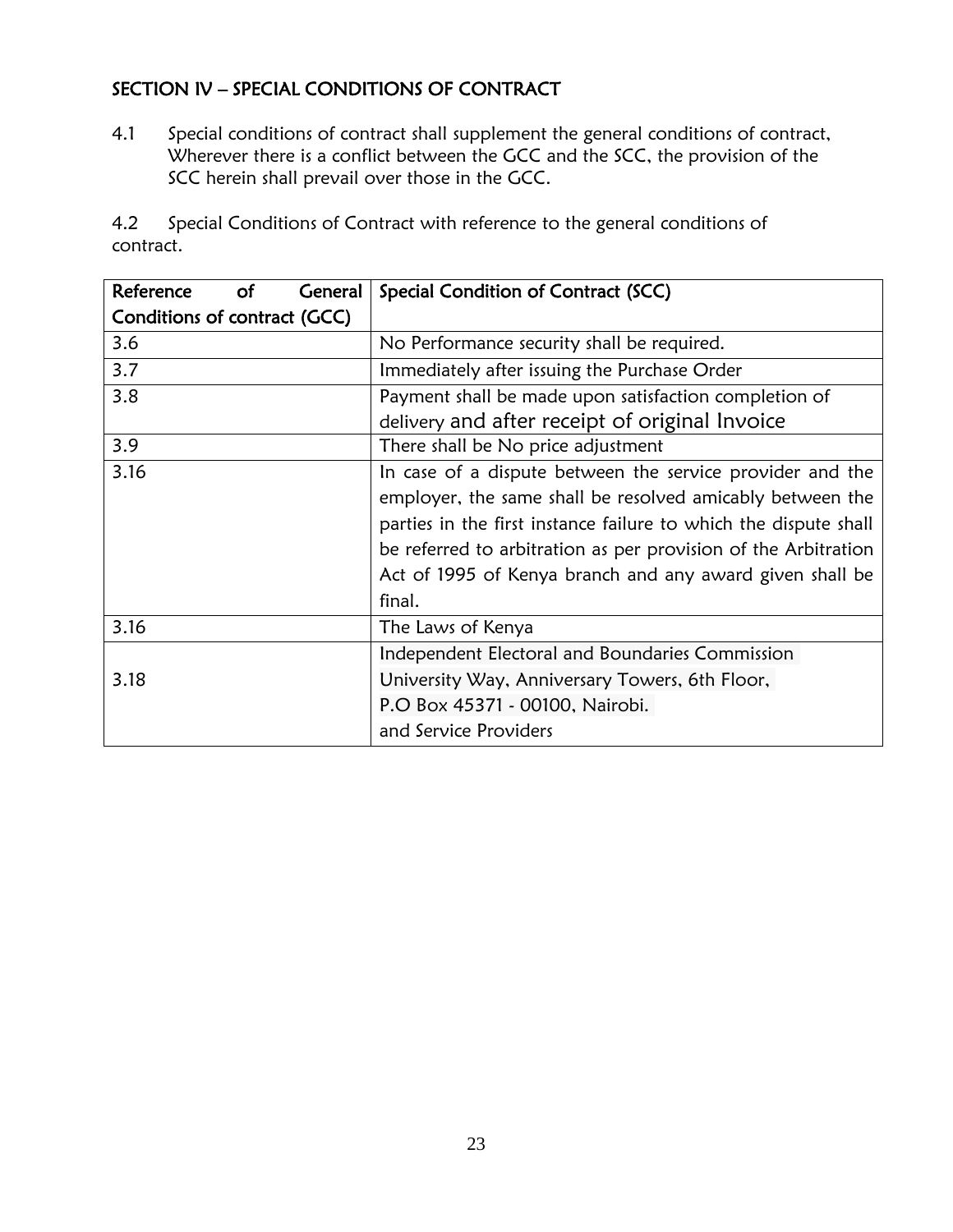## SECTION IV – SPECIAL CONDITIONS OF CONTRACT

4.1 Special conditions of contract shall supplement the general conditions of contract, Wherever there is a conflict between the GCC and the SCC, the provision of the SCC herein shall prevail over those in the GCC.

4.2 Special Conditions of Contract with reference to the general conditions of contract.

| Reference of General Conditions of contract (GCC) | Special Condition of Contract (SCC) |
|---|---|
| 3.6 | No Performance security shall be required. |
| 3.7 | Immediately after issuing the Purchase Order |
| 3.8 | Payment shall be made upon satisfaction completion of delivery and after receipt of original Invoice |
| 3.9 | There shall be No price adjustment |
| 3.16 | In case of a dispute between the service provider and the employer, the same shall be resolved amicably between the parties in the first instance failure to which the dispute shall be referred to arbitration as per provision of the Arbitration Act of 1995 of Kenya branch and any award given shall be final. |
| 3.16 | The Laws of Kenya |
| 3.18 | Independent Electoral and Boundaries Commission<br>University Way, Anniversary Towers, 6th Floor,<br>P.O Box 45371 - 00100, Nairobi.<br>and Service Providers |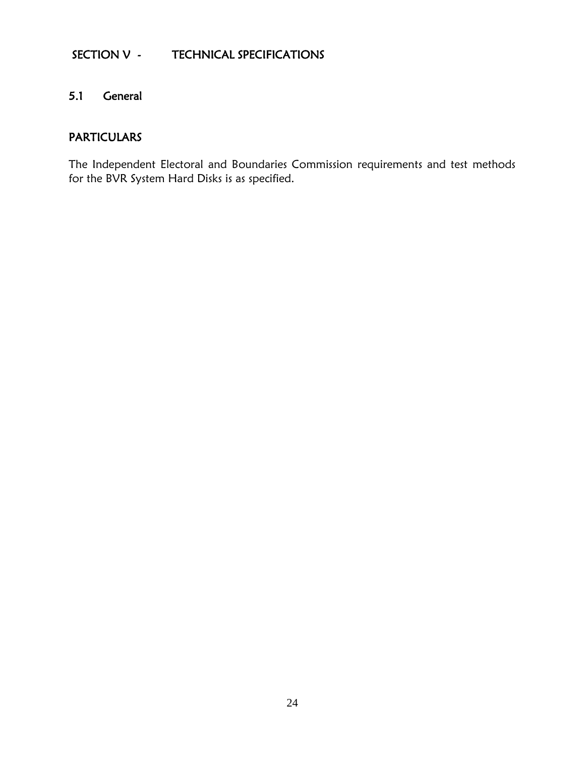# SECTION V - TECHNICAL SPECIFICATIONS

## 5.1 General

### PARTICULARS

The Independent Electoral and Boundaries Commission requirements and test methods for the BVR System Hard Disks is as specified.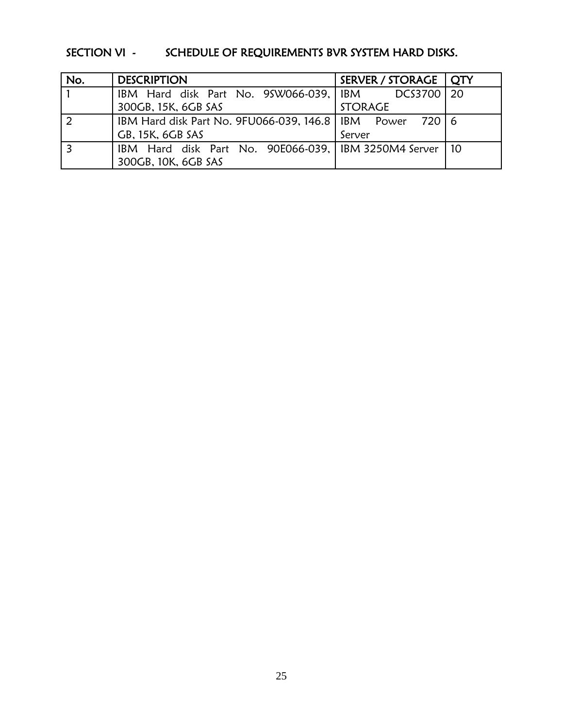## SECTION VI - SCHEDULE OF REQUIREMENTS BVR SYSTEM HARD DISKS.

| No. | DESCRIPTION | SERVER / STORAGE | QTY |
|---|---|---|---|
| 1 | IBM Hard disk Part No. 9SW066-039, 300GB, 15K, 6GB SAS | IBM DCS3700 STORAGE | 20 |
| 2 | IBM Hard disk Part No. 9FU066-039, 146.8 GB, 15K, 6GB SAS | IBM Power 720 Server | 6 |
| 3 | IBM Hard disk Part No. 90E066-039, 300GB, 10K, 6GB SAS | IBM 3250M4 Server | 10 |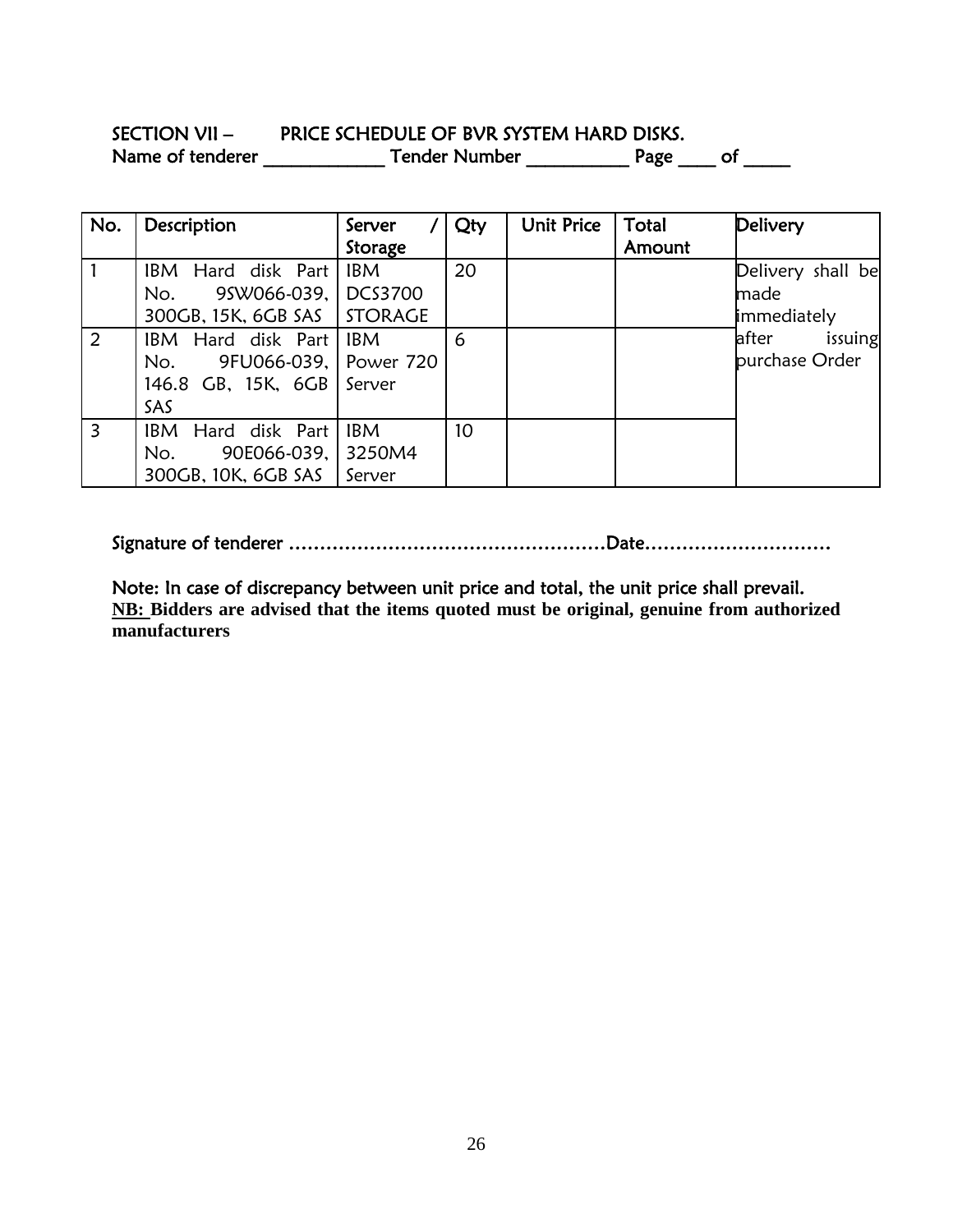## SECTION VII – PRICE SCHEDULE OF BVR SYSTEM HARD DISKS.

Name of tenderer _____________ Tender Number ___________ Page ____ of _____

| No. | Description | Server / Storage | Qty | Unit Price | Total Amount | Delivery |
|---|---|---|---|---|---|---|
| 1 | IBM Hard disk Part No. 9SW066-039, 300GB, 15K, 6GB SAS | IBM DCS3700 STORAGE | 20 | | | Delivery shall be made immediately after issuing purchase Order |
| 2 | IBM Hard disk Part No. 9FU066-039, 146.8 GB, 15K, 6GB SAS | IBM Power 720 Server | 6 | | | |
| 3 | IBM Hard disk Part No. 90E066-039, 300GB, 10K, 6GB SAS | IBM 3250M4 Server | 10 | | | |

Signature of tenderer ……………………………………………Date…………………………

Note: In case of discrepancy between unit price and total, the unit price shall prevail.

**<u>NB:</u> Bidders are advised that the items quoted must be original, genuine from authorized manufacturers**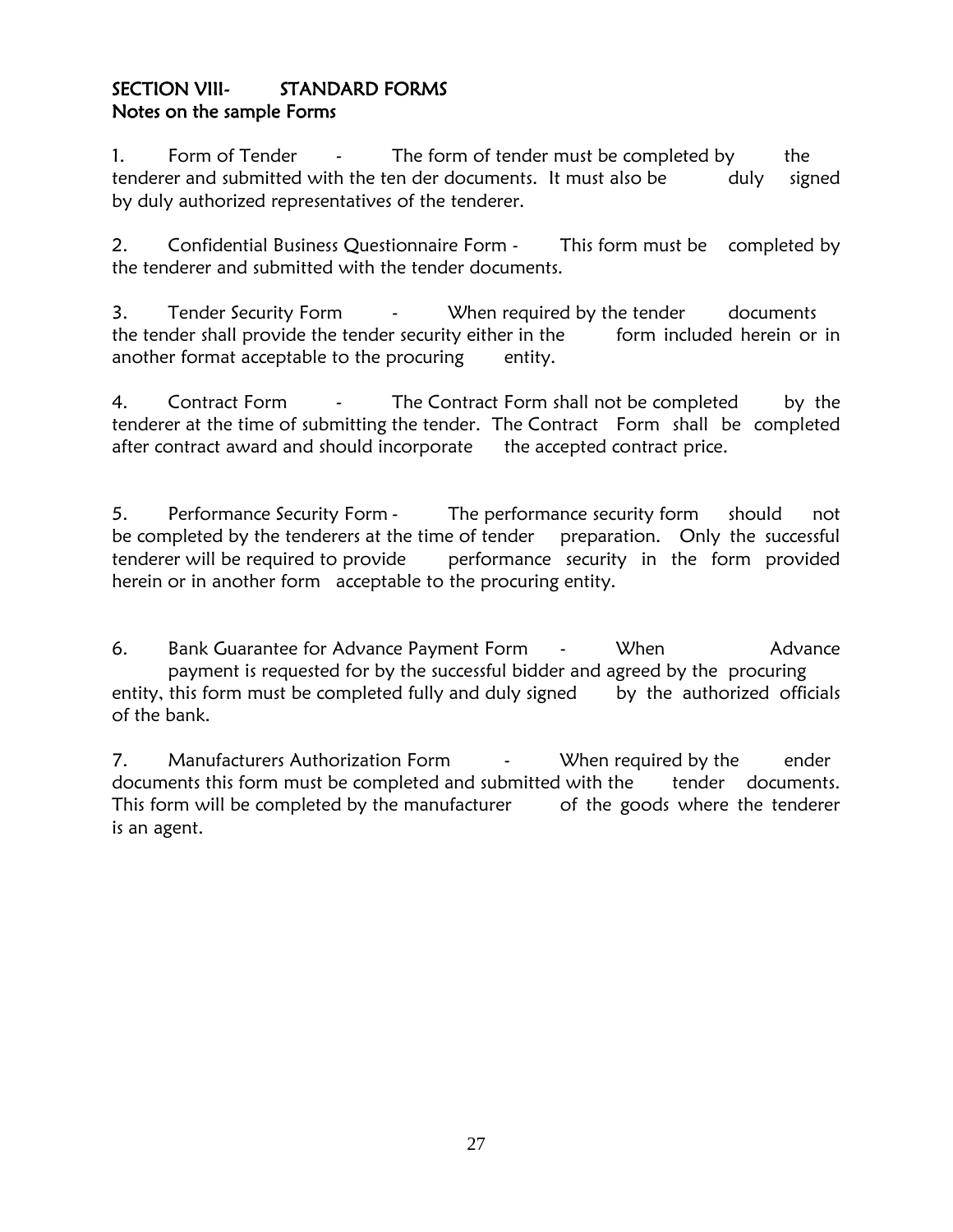## SECTION VIII- STANDARD FORMS

### Notes on the sample Forms

1. Form of Tender - The form of tender must be completed by the tenderer and submitted with the ten der documents. It must also be duly signed by duly authorized representatives of the tenderer.

2. Confidential Business Questionnaire Form - This form must be completed by the tenderer and submitted with the tender documents.

3. Tender Security Form - When required by the tender documents the tender shall provide the tender security either in the form included herein or in another format acceptable to the procuring entity.

4. Contract Form - The Contract Form shall not be completed by the tenderer at the time of submitting the tender. The Contract Form shall be completed after contract award and should incorporate the accepted contract price.

5. Performance Security Form - The performance security form should not be completed by the tenderers at the time of tender preparation. Only the successful tenderer will be required to provide performance security in the form provided herein or in another form acceptable to the procuring entity.

6. Bank Guarantee for Advance Payment Form - When Advance payment is requested for by the successful bidder and agreed by the procuring entity, this form must be completed fully and duly signed by the authorized officials of the bank.

7. Manufacturers Authorization Form - When required by the ender documents this form must be completed and submitted with the tender documents. This form will be completed by the manufacturer of the goods where the tenderer is an agent.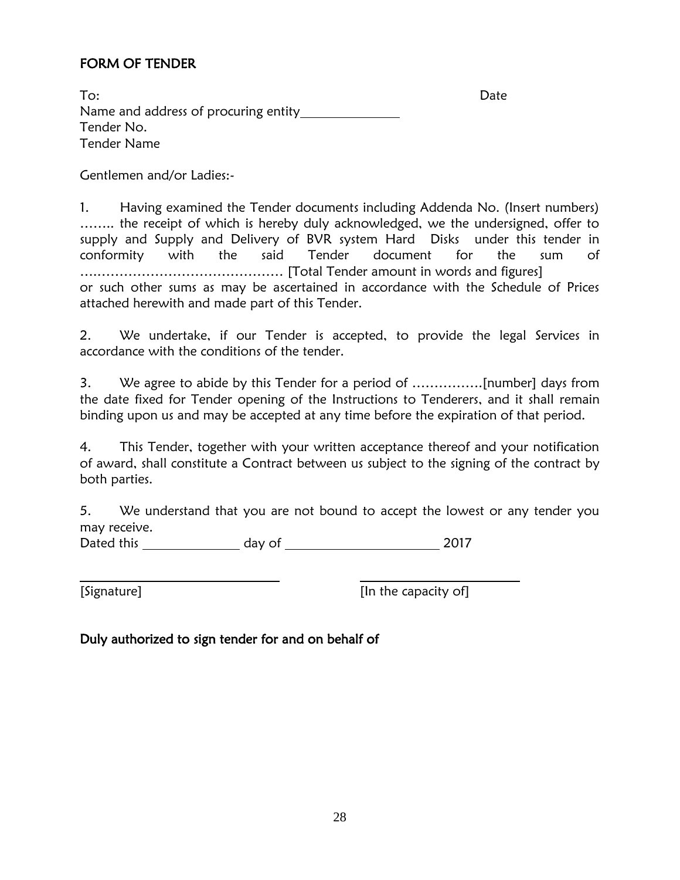## FORM OF TENDER

To: Date

Name and address of procuring entity\_\_\_\_\_\_\_\_\_\_\_\_\_\_\_

Tender No.

Tender Name

Gentlemen and/or Ladies:-

1. Having examined the Tender documents including Addenda No. (Insert numbers) …….. the receipt of which is hereby duly acknowledged, we the undersigned, offer to supply and Supply and Delivery of BVR system Hard Disks under this tender in conformity with the said Tender document for the sum of ……………………………………… [Total Tender amount in words and figures] or such other sums as may be ascertained in accordance with the Schedule of Prices attached herewith and made part of this Tender.

2. We undertake, if our Tender is accepted, to provide the legal Services in accordance with the conditions of the tender.

3. We agree to abide by this Tender for a period of …………….[number] days from the date fixed for Tender opening of the Instructions to Tenderers, and it shall remain binding upon us and may be accepted at any time before the expiration of that period.

4. This Tender, together with your written acceptance thereof and your notification of award, shall constitute a Contract between us subject to the signing of the contract by both parties.

5. We understand that you are not bound to accept the lowest or any tender you may receive.

Dated this \_\_\_\_\_\_\_\_\_\_\_\_\_\_\_ day of \_\_\_\_\_\_\_\_\_\_\_\_\_\_\_\_\_\_\_\_\_\_\_\_ 2017

\_\_\_\_\_\_\_\_\_\_\_\_\_\_\_\_\_\_\_\_\_\_\_\_\_\_\_\_\_\_ \_\_\_\_\_\_\_\_\_\_\_\_\_\_\_\_\_\_\_\_\_\_\_\_\_\_

[Signature] [In the capacity of]

**Duly authorized to sign tender for and on behalf of**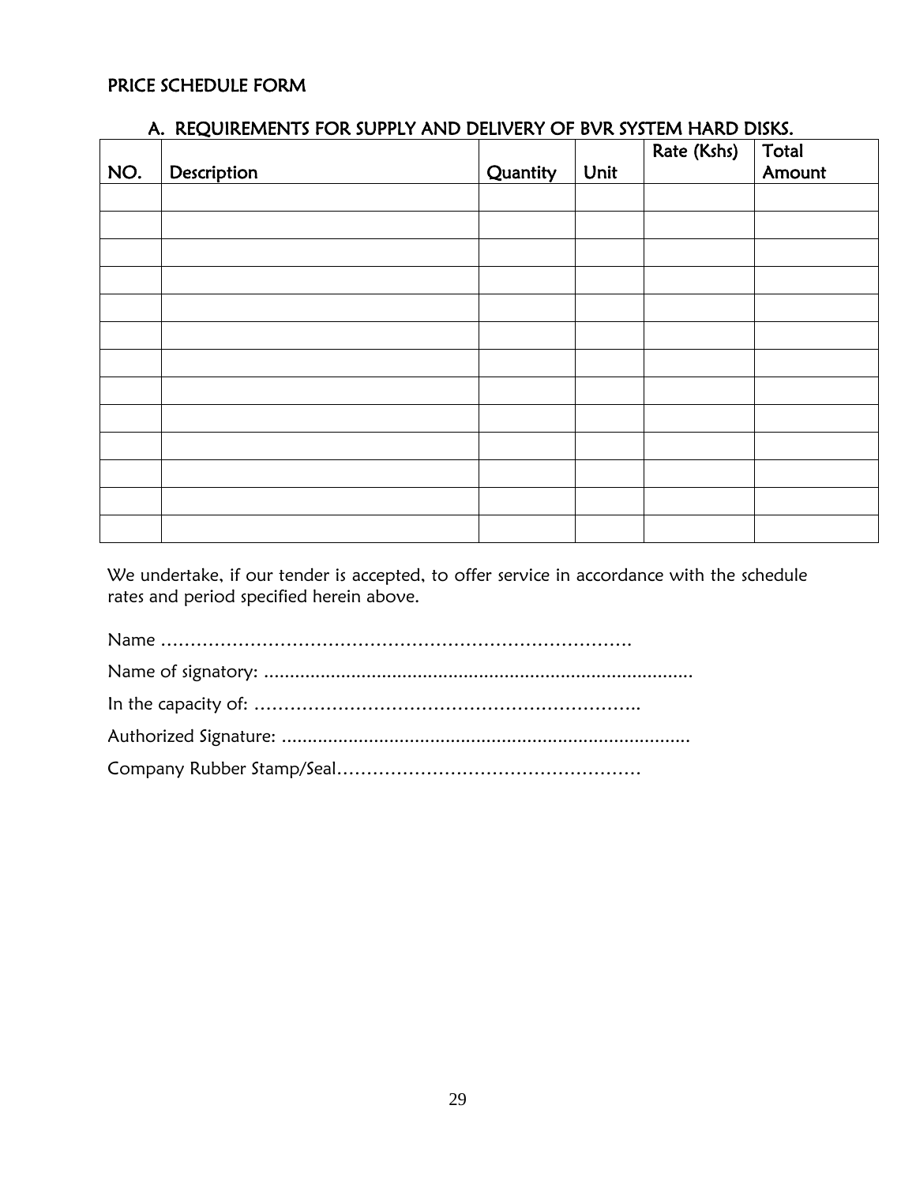## PRICE SCHEDULE FORM

### A. REQUIREMENTS FOR SUPPLY AND DELIVERY OF BVR SYSTEM HARD DISKS.

| NO. | Description | Quantity | Unit | Rate (Kshs) | Total Amount |
|---|---|---|---|---|---|
| | | | | | |
| | | | | | |
| | | | | | |
| | | | | | |
| | | | | | |
| | | | | | |
| | | | | | |
| | | | | | |
| | | | | | |
| | | | | | |
| | | | | | |
| | | | | | |
| | | | | | |

We undertake, if our tender is accepted, to offer service in accordance with the schedule rates and period specified herein above.

Name …………………………………………………………………….

Name of signatory: ...................................................................................

In the capacity of: ………………………………………………………..

Authorized Signature: ................................................................................

Company Rubber Stamp/Seal……………………………………………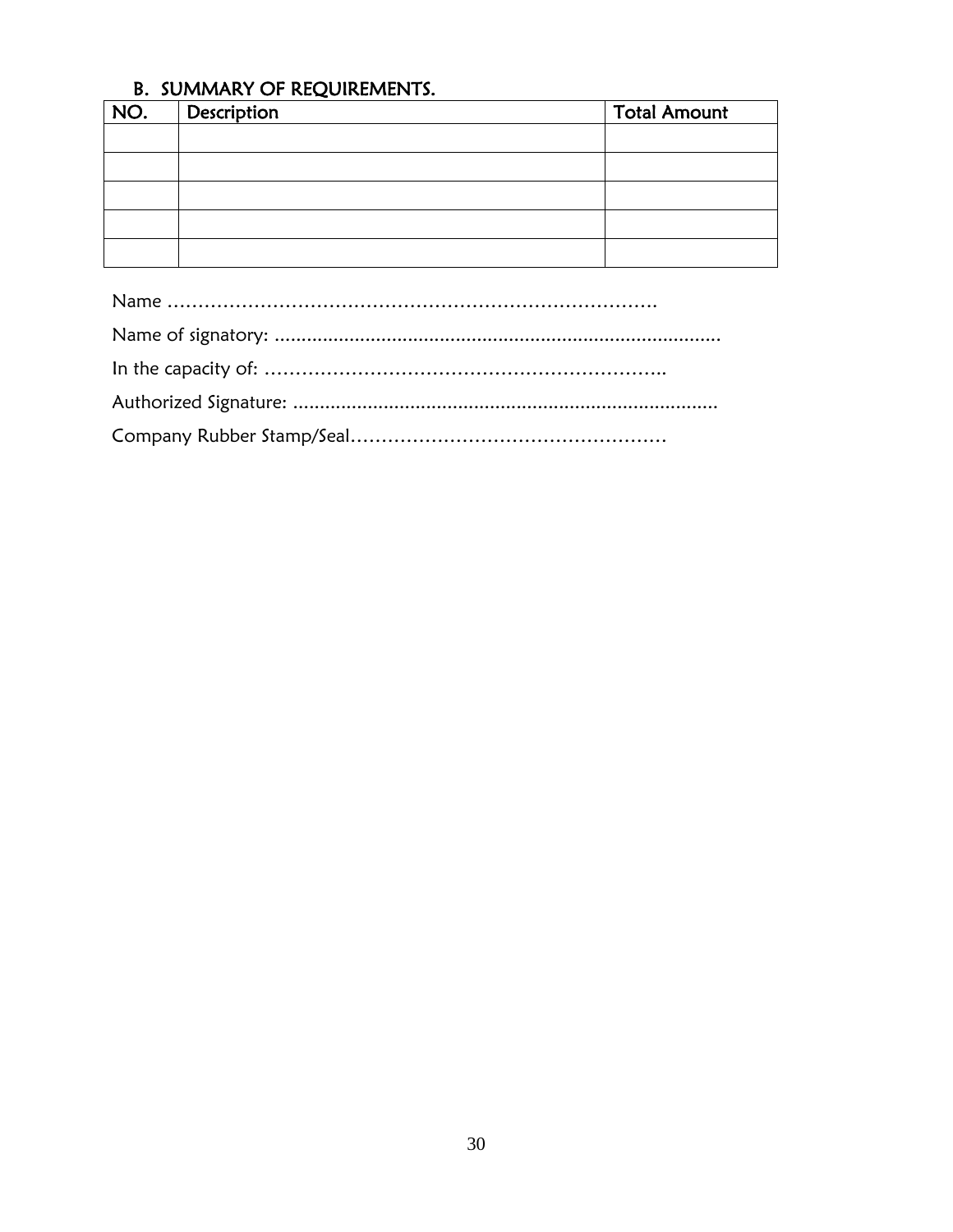## B. SUMMARY OF REQUIREMENTS.

| NO. | Description | Total Amount |
|---|---|---|
| | | |
| | | |
| | | |
| | | |
| | | |

Name ……………………………………………………………………….

Name of signatory: ...................................................................................

In the capacity of: ………………………………………………………..

Authorized Signature: ................................................................................

Company Rubber Stamp/Seal……………………………………………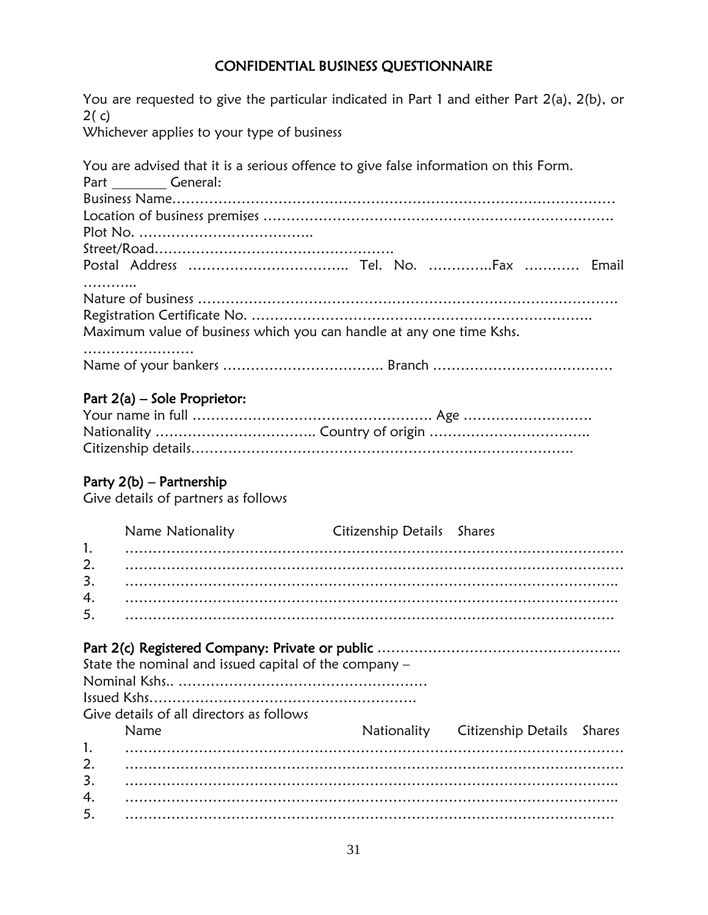# CONFIDENTIAL BUSINESS QUESTIONNAIRE

You are requested to give the particular indicated in Part 1 and either Part 2(a), 2(b), or 2( c)
Whichever applies to your type of business

You are advised that it is a serious offence to give false information on this Form.
Part ________ General:
Business Name……………………………………………………………………………………
Location of business premises ……………………………………………………………………
Plot No. ………………………………..
Street/Road……………………………………………
Postal Address …………………………….. Tel. No. …………..Fax ………… Email ………..
Nature of business …………………………………………………………………………………
Registration Certificate No. …………………………………………………………………..
Maximum value of business which you can handle at any one time Kshs. ……………………
Name of your bankers …………………………….. Branch …………………………………

## Part 2(a) – Sole Proprietor:

Your name in full ……………………………………………. Age ……………………….
Nationality …………………………….. Country of origin ……………………………..
Citizenship details………………………………………………………………………..

## Party 2(b) – Partnership

Give details of partners as follows

| | Name Nationality | Citizenship Details | Shares |
|---|---|---|---|
| 1. | …………………………………………………………………………………………… | | |
| 2. | …………………………………………………………………………………………… | | |
| 3. | …………………………………………………………………………………………… | | |
| 4. | …………………………………………………………………………………………… | | |
| 5. | …………………………………………………………………………………………… | | |

## Part 2(c) Registered Company: Private or public ……………………………………………..

State the nominal and issued capital of the company –
Nominal Kshs.. ………………………………………………
Issued Kshs…………………………………………………
Give details of all directors as follows

| | Name | Nationality | Citizenship Details | Shares |
|---|---|---|---|---|
| 1. | …………………………………………………………………………………………… | | | |
| 2. | …………………………………………………………………………………………… | | | |
| 3. | …………………………………………………………………………………………… | | | |
| 4. | …………………………………………………………………………………………… | | | |
| 5. | …………………………………………………………………………………………… | | | |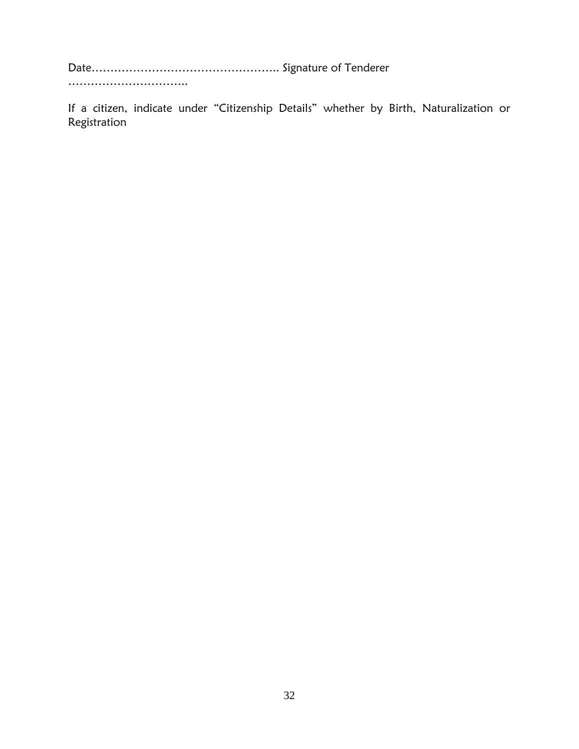Date…………………………………………….. Signature of Tenderer ……………………………..

If a citizen, indicate under "Citizenship Details" whether by Birth, Naturalization or Registration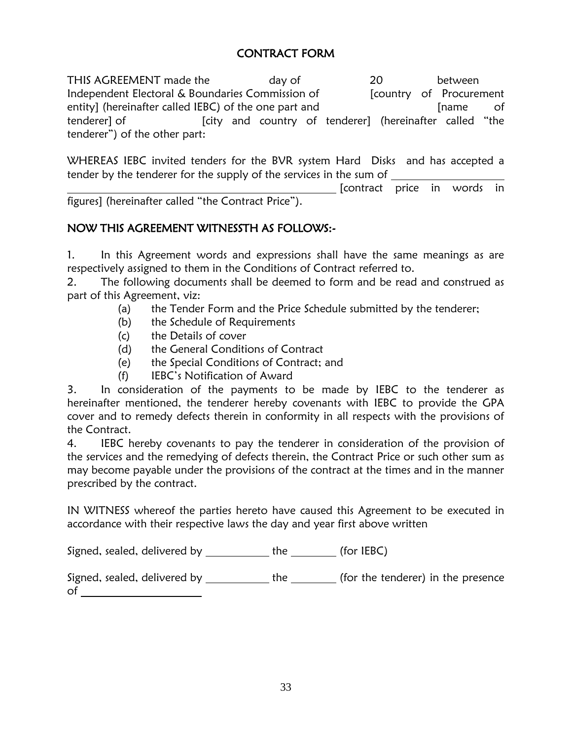# CONTRACT FORM

THIS AGREEMENT made the ______ day of ______ 20 ______ between Independent Electoral & Boundaries Commission of ______ [country of Procurement entity] (hereinafter called IEBC) of the one part and ______ [name of tenderer] of ______ [city and country of tenderer] (hereinafter called "the tenderer") of the other part:

WHEREAS IEBC invited tenders for the BVR system Hard Disks and has accepted a tender by the tenderer for the supply of the services in the sum of ____________________ ____________________ [contract price in words in figures] (hereinafter called "the Contract Price").

## NOW THIS AGREEMENT WITNESSTH AS FOLLOWS:-

1. In this Agreement words and expressions shall have the same meanings as are respectively assigned to them in the Conditions of Contract referred to.
2. The following documents shall be deemed to form and be read and construed as part of this Agreement, viz:
   - (a) the Tender Form and the Price Schedule submitted by the tenderer;
   - (b) the Schedule of Requirements
   - (c) the Details of cover
   - (d) the General Conditions of Contract
   - (e) the Special Conditions of Contract; and
   - (f) IEBC's Notification of Award
3. In consideration of the payments to be made by IEBC to the tenderer as hereinafter mentioned, the tenderer hereby covenants with IEBC to provide the GPA cover and to remedy defects therein in conformity in all respects with the provisions of the Contract.
4. IEBC hereby covenants to pay the tenderer in consideration of the provision of the services and the remedying of defects therein, the Contract Price or such other sum as may become payable under the provisions of the contract at the times and in the manner prescribed by the contract.

IN WITNESS whereof the parties hereto have caused this Agreement to be executed in accordance with their respective laws the day and year first above written

Signed, sealed, delivered by ____________ the ________ (for IEBC)

Signed, sealed, delivered by ____________ the ________ (for the tenderer) in the presence of ______________________